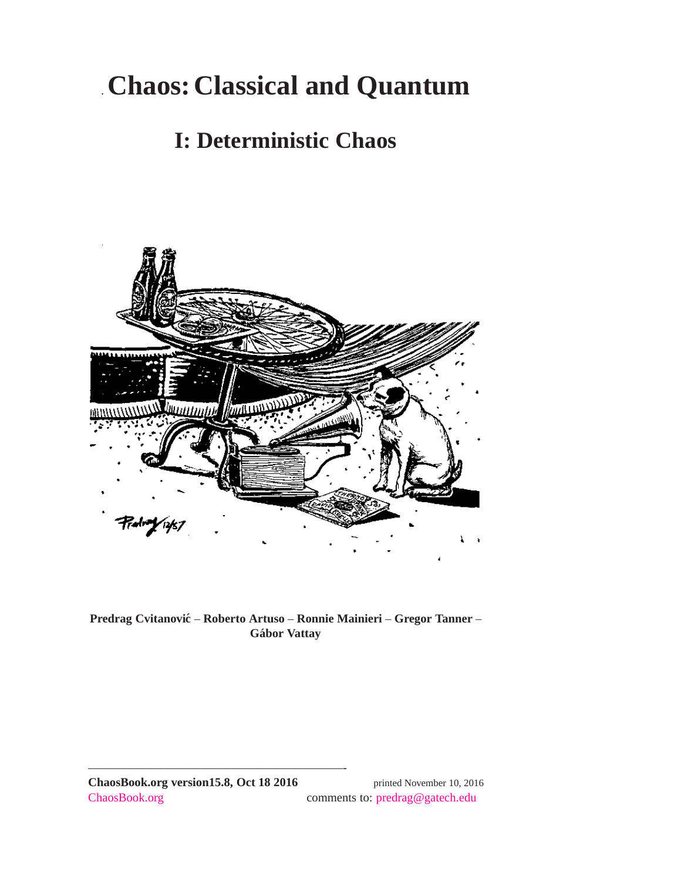# Chaos: Classical and Quantum

## I: Deterministic Chaos

**Predrag Cvitanović** – **Roberto Artuso** – **Ronnie Mainieri** – **Gregor Tanner** – **Gábor Vattay**

---

**ChaosBook.org version15.8, Oct 18 2016** printed November 10, 2016

ChaosBook.org comments to: predrag@gatech.edu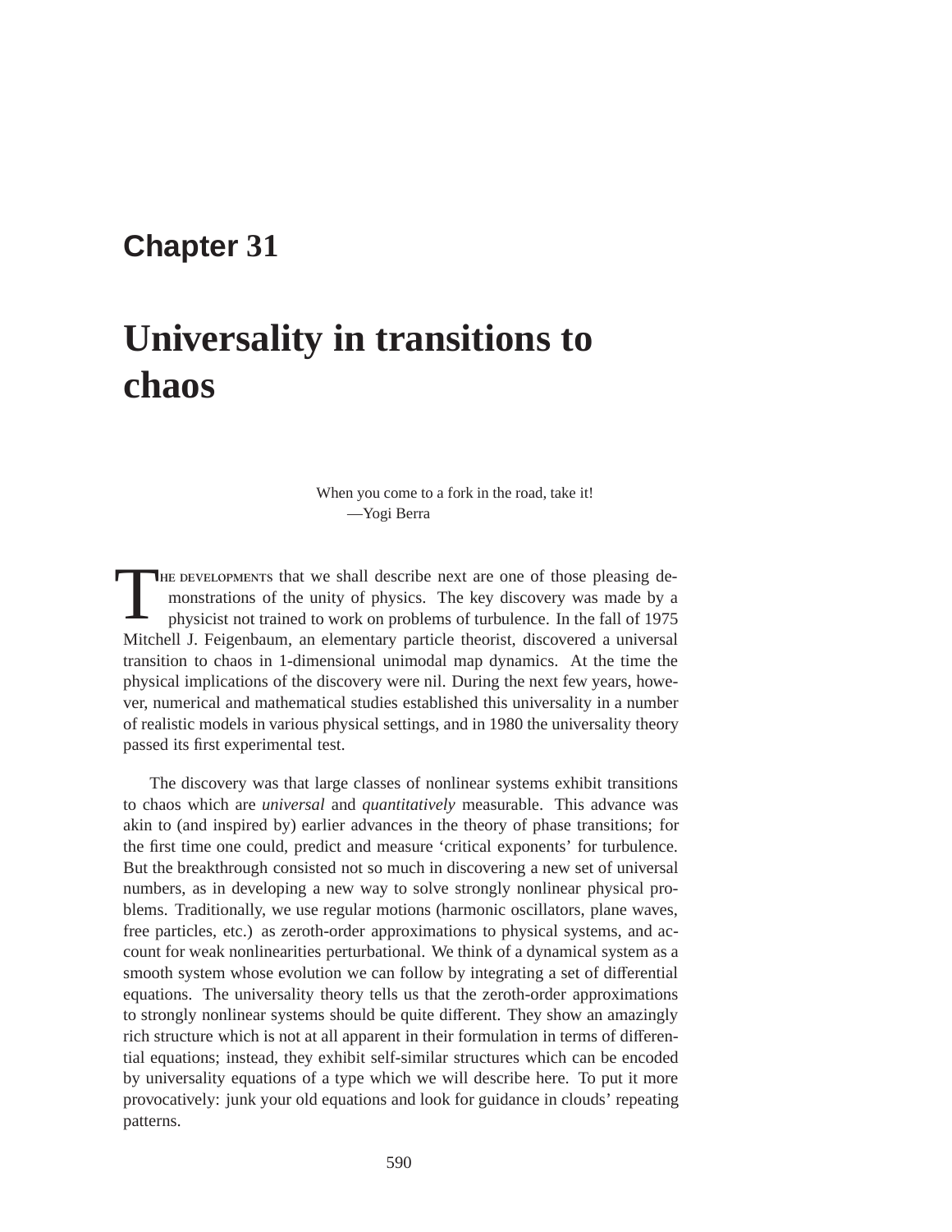# Chapter 31

# Universality in transitions to chaos

> When you come to a fork in the road, take it!
> —Yogi Berra

THE DEVELOPMENTS that we shall describe next are one of those pleasing demonstrations of the unity of physics. The key discovery was made by a physicist not trained to work on problems of turbulence. In the fall of 1975 Mitchell J. Feigenbaum, an elementary particle theorist, discovered a universal transition to chaos in 1-dimensional unimodal map dynamics. At the time the physical implications of the discovery were nil. During the next few years, however, numerical and mathematical studies established this universality in a number of realistic models in various physical settings, and in 1980 the universality theory passed its first experimental test.

The discovery was that large classes of nonlinear systems exhibit transitions to chaos which are *universal* and *quantitatively* measurable. This advance was akin to (and inspired by) earlier advances in the theory of phase transitions; for the first time one could, predict and measure 'critical exponents' for turbulence. But the breakthrough consisted not so much in discovering a new set of universal numbers, as in developing a new way to solve strongly nonlinear physical problems. Traditionally, we use regular motions (harmonic oscillators, plane waves, free particles, etc.) as zeroth-order approximations to physical systems, and account for weak nonlinearities perturbational. We think of a dynamical system as a smooth system whose evolution we can follow by integrating a set of differential equations. The universality theory tells us that the zeroth-order approximations to strongly nonlinear systems should be quite different. They show an amazingly rich structure which is not at all apparent in their formulation in terms of differential equations; instead, they exhibit self-similar structures which can be encoded by universality equations of a type which we will describe here. To put it more provocatively: junk your old equations and look for guidance in clouds' repeating patterns.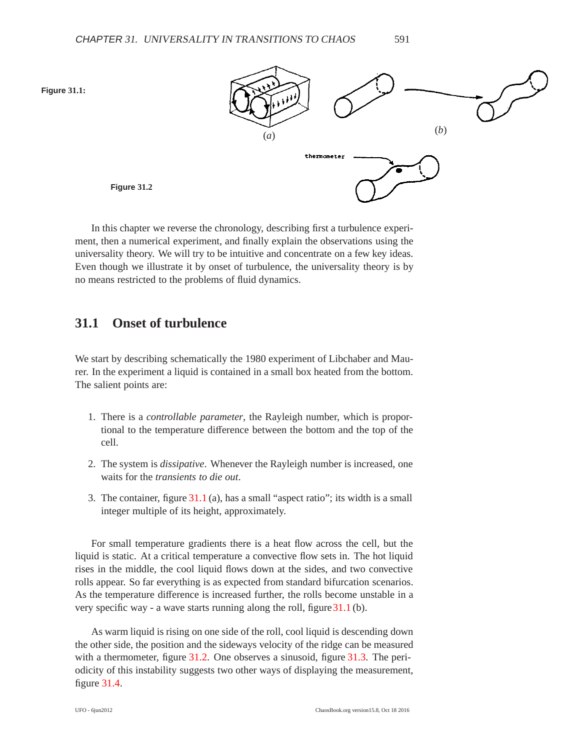**Figure 31.1:**

(*a*) (*b*)

**Figure 31.2**

In this chapter we reverse the chronology, describing first a turbulence experiment, then a numerical experiment, and finally explain the observations using the universality theory. We will try to be intuitive and concentrate on a few key ideas. Even though we illustrate it by onset of turbulence, the universality theory is by no means restricted to the problems of fluid dynamics.

## 31.1 Onset of turbulence

We start by describing schematically the 1980 experiment of Libchaber and Maurer. In the experiment a liquid is contained in a small box heated from the bottom. The salient points are:

1. There is a *controllable parameter*, the Rayleigh number, which is proportional to the temperature difference between the bottom and the top of the cell.

2. The system is *dissipative*. Whenever the Rayleigh number is increased, one waits for the *transients to die out*.

3. The container, figure 31.1 (a), has a small "aspect ratio"; its width is a small integer multiple of its height, approximately.

For small temperature gradients there is a heat flow across the cell, but the liquid is static. At a critical temperature a convective flow sets in. The hot liquid rises in the middle, the cool liquid flows down at the sides, and two convective rolls appear. So far everything is as expected from standard bifurcation scenarios. As the temperature difference is increased further, the rolls become unstable in a very specific way - a wave starts running along the roll, figure 31.1 (b).

As warm liquid is rising on one side of the roll, cool liquid is descending down the other side, the position and the sideways velocity of the ridge can be measured with a thermometer, figure 31.2. One observes a sinusoid, figure 31.3. The periodicity of this instability suggests two other ways of displaying the measurement, figure 31.4.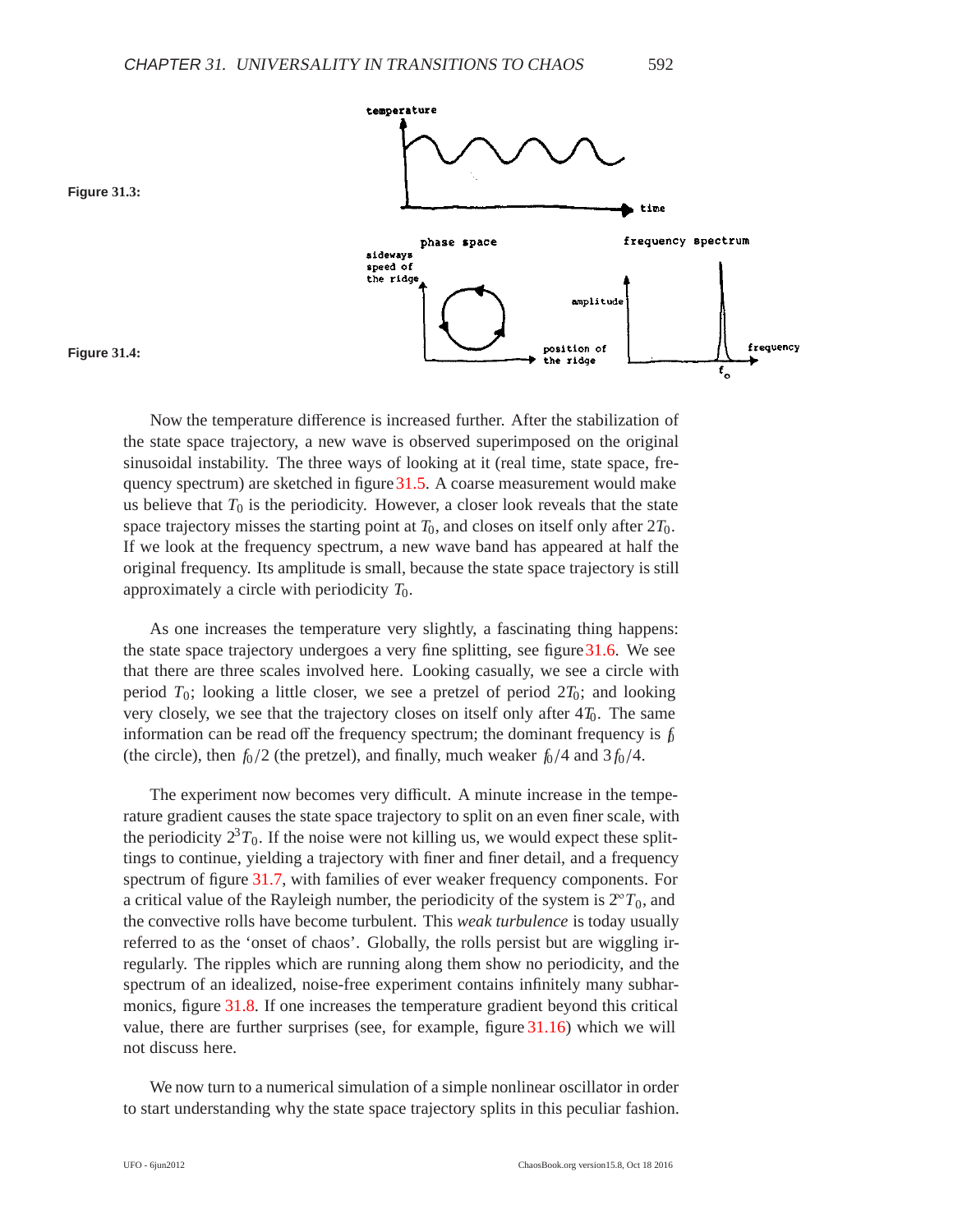Figure 31.3:

Figure 31.4:

Now the temperature difference is increased further. After the stabilization of the state space trajectory, a new wave is observed superimposed on the original sinusoidal instability. The three ways of looking at it (real time, state space, frequency spectrum) are sketched in figure 31.5. A coarse measurement would make us believe that $T_0$ is the periodicity. However, a closer look reveals that the state space trajectory misses the starting point at $T_0$, and closes on itself only after $2T_0$. If we look at the frequency spectrum, a new wave band has appeared at half the original frequency. Its amplitude is small, because the state space trajectory is still approximately a circle with periodicity $T_0$.

As one increases the temperature very slightly, a fascinating thing happens: the state space trajectory undergoes a very fine splitting, see figure 31.6. We see that there are three scales involved here. Looking casually, we see a circle with period $T_0$; looking a little closer, we see a pretzel of period $2T_0$; and looking very closely, we see that the trajectory closes on itself only after $4T_0$. The same information can be read off the frequency spectrum; the dominant frequency is $f_0$ (the circle), then $f_0/2$ (the pretzel), and finally, much weaker $f_0/4$ and $3f_0/4$.

The experiment now becomes very difficult. A minute increase in the temperature gradient causes the state space trajectory to split on an even finer scale, with the periodicity $2^3T_0$. If the noise were not killing us, we would expect these splittings to continue, yielding a trajectory with finer and finer detail, and a frequency spectrum of figure 31.7, with families of ever weaker frequency components. For a critical value of the Rayleigh number, the periodicity of the system is $2^\infty T_0$, and the convective rolls have become turbulent. This *weak turbulence* is today usually referred to as the 'onset of chaos'. Globally, the rolls persist but are wiggling irregularly. The ripples which are running along them show no periodicity, and the spectrum of an idealized, noise-free experiment contains infinitely many subharmonics, figure 31.8. If one increases the temperature gradient beyond this critical value, there are further surprises (see, for example, figure 31.16) which we will not discuss here.

We now turn to a numerical simulation of a simple nonlinear oscillator in order to start understanding why the state space trajectory splits in this peculiar fashion.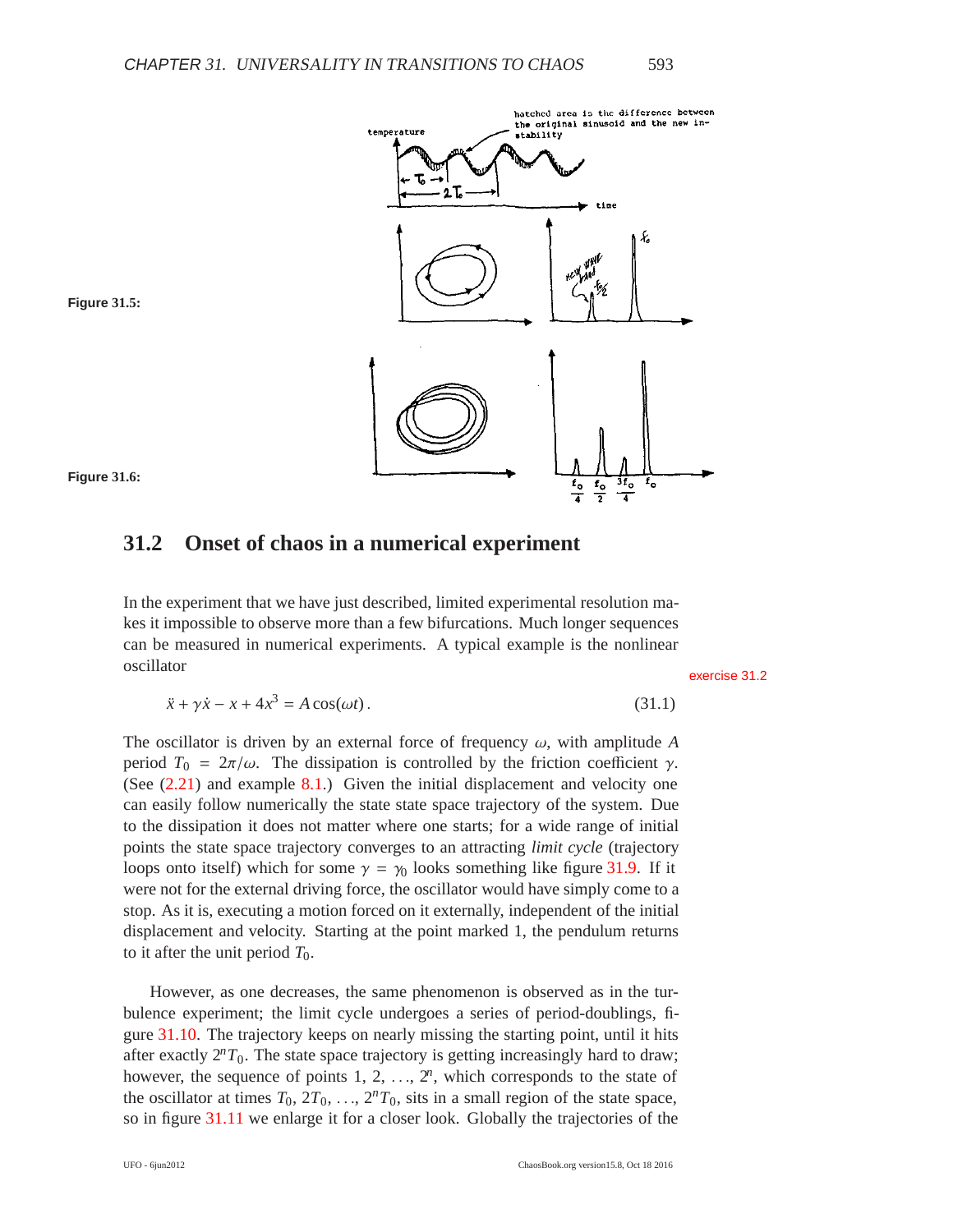**Figure 31.5:**

**Figure 31.6:**

## 31.2 Onset of chaos in a numerical experiment

In the experiment that we have just described, limited experimental resolution makes it impossible to observe more than a few bifurcations. Much longer sequences can be measured in numerical experiments. A typical example is the nonlinear oscillator

exercise 31.2

$$\ddot{x} + \gamma\dot{x} - x + 4x^3 = A\cos(\omega t)\,. \tag{31.1}$$

The oscillator is driven by an external force of frequency $\omega$, with amplitude $A$ period $T_0 = 2\pi/\omega$. The dissipation is controlled by the friction coefficient $\gamma$. (See (2.21) and example 8.1.) Given the initial displacement and velocity one can easily follow numerically the state state space trajectory of the system. Due to the dissipation it does not matter where one starts; for a wide range of initial points the state space trajectory converges to an attracting *limit cycle* (trajectory loops onto itself) which for some $\gamma = \gamma_0$ looks something like figure 31.9. If it were not for the external driving force, the oscillator would have simply come to a stop. As it is, executing a motion forced on it externally, independent of the initial displacement and velocity. Starting at the point marked 1, the pendulum returns to it after the unit period $T_0$.

However, as one decreases, the same phenomenon is observed as in the turbulence experiment; the limit cycle undergoes a series of period-doublings, figure 31.10. The trajectory keeps on nearly missing the starting point, until it hits after exactly $2^n T_0$. The state space trajectory is getting increasingly hard to draw; however, the sequence of points 1, 2, ..., $2^n$, which corresponds to the state of the oscillator at times $T_0, 2T_0, \ldots, 2^n T_0$, sits in a small region of the state space, so in figure 31.11 we enlarge it for a closer look. Globally the trajectories of the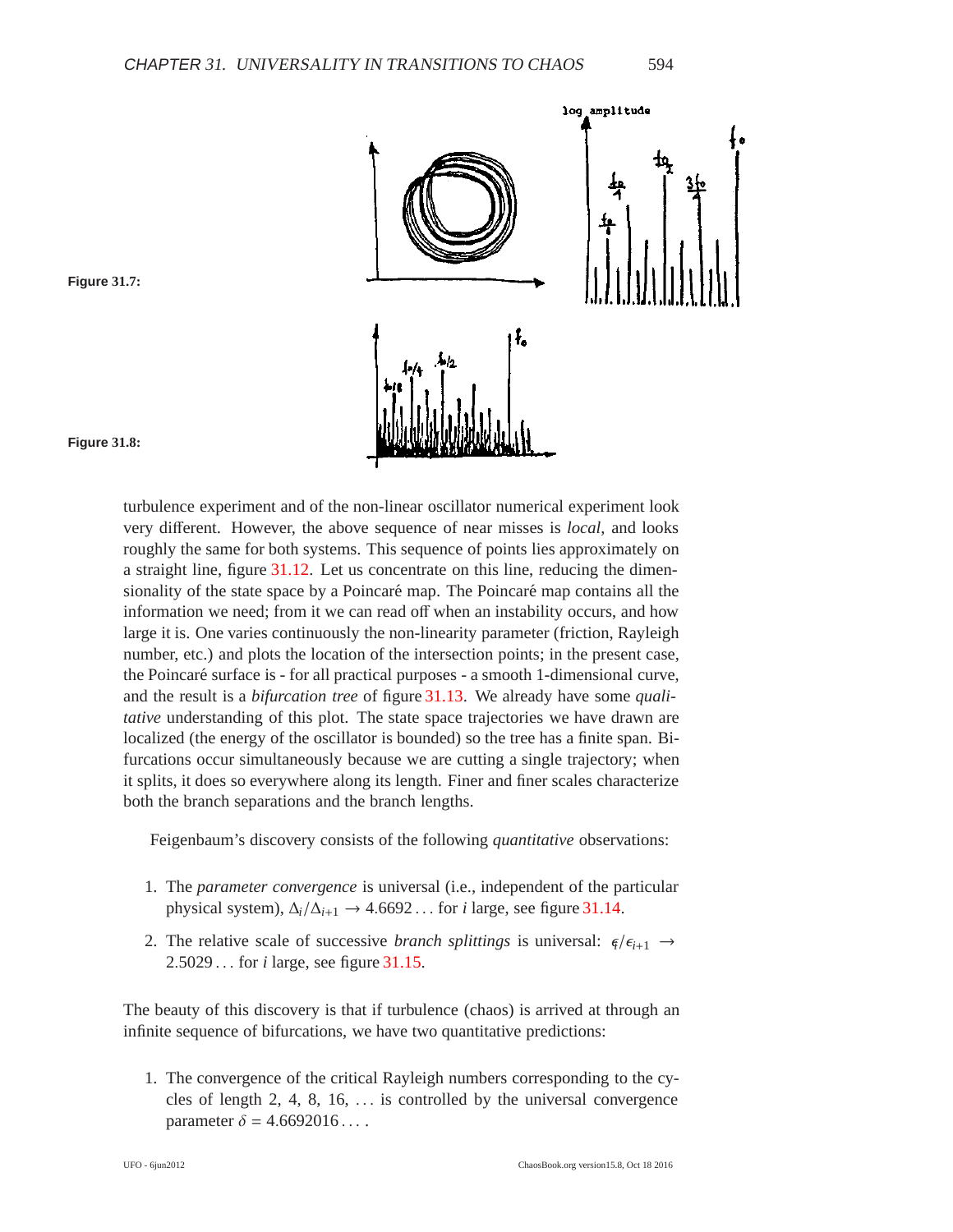**Figure 31.7:**

**Figure 31.8:**

turbulence experiment and of the non-linear oscillator numerical experiment look very different. However, the above sequence of near misses is *local*, and looks roughly the same for both systems. This sequence of points lies approximately on a straight line, figure 31.12. Let us concentrate on this line, reducing the dimensionality of the state space by a Poincaré map. The Poincaré map contains all the information we need; from it we can read off when an instability occurs, and how large it is. One varies continuously the non-linearity parameter (friction, Rayleigh number, etc.) and plots the location of the intersection points; in the present case, the Poincaré surface is - for all practical purposes - a smooth 1-dimensional curve, and the result is a *bifurcation tree* of figure 31.13. We already have some *qualitative* understanding of this plot. The state space trajectories we have drawn are localized (the energy of the oscillator is bounded) so the tree has a finite span. Bifurcations occur simultaneously because we are cutting a single trajectory; when it splits, it does so everywhere along its length. Finer and finer scales characterize both the branch separations and the branch lengths.

Feigenbaum's discovery consists of the following *quantitative* observations:

1. The *parameter convergence* is universal (i.e., independent of the particular physical system), $\Delta_i/\Delta_{i+1} \to 4.6692\ldots$ for $i$ large, see figure 31.14.

2. The relative scale of successive *branch splittings* is universal: $\epsilon_i/\epsilon_{i+1} \to 2.5029\ldots$ for $i$ large, see figure 31.15.

The beauty of this discovery is that if turbulence (chaos) is arrived at through an infinite sequence of bifurcations, we have two quantitative predictions:

1. The convergence of the critical Rayleigh numbers corresponding to the cycles of length 2, 4, 8, 16, ... is controlled by the universal convergence parameter $\delta = 4.6692016\ldots$.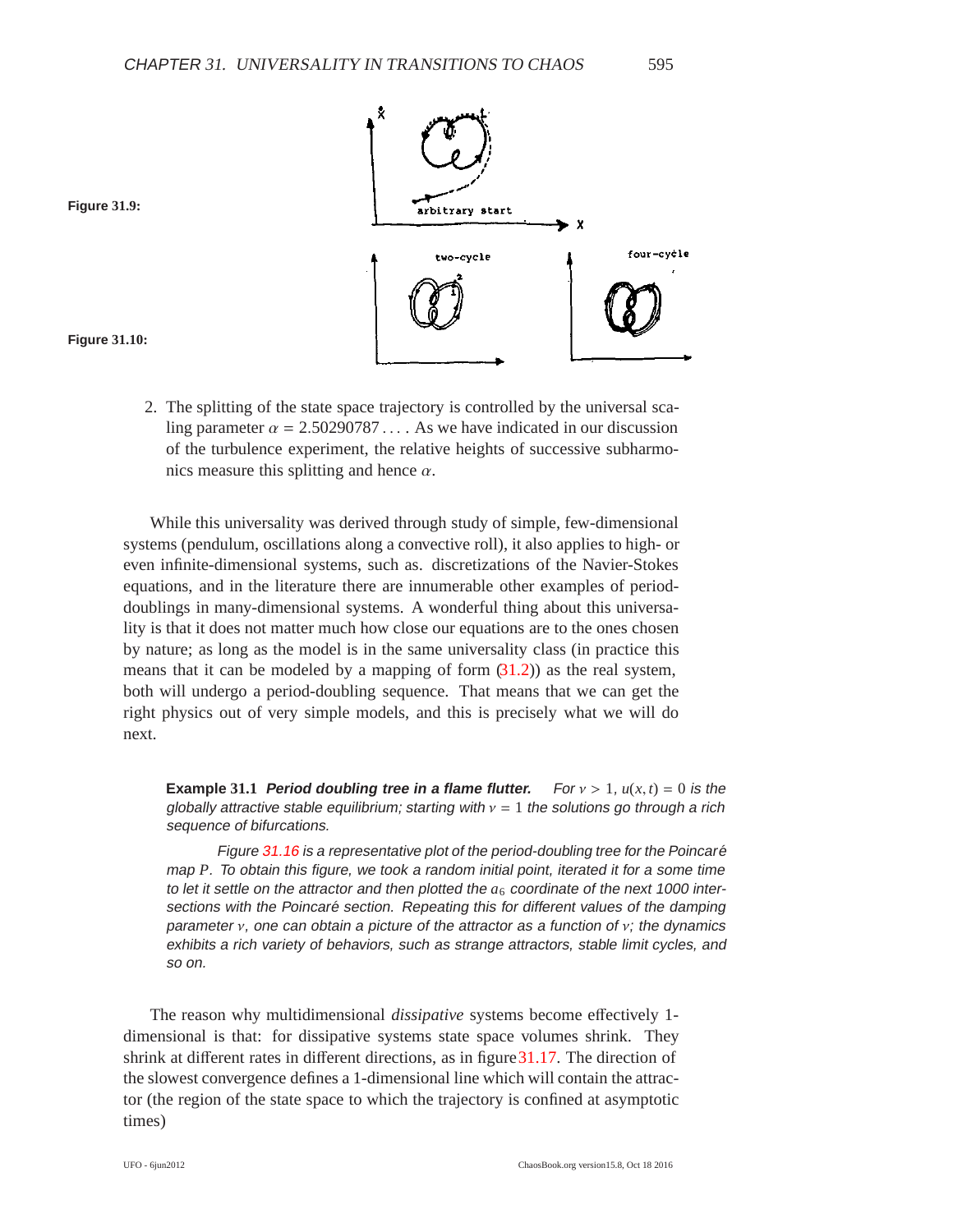**Figure 31.9:**

**Figure 31.10:**

2. The splitting of the state space trajectory is controlled by the universal scaling parameter $\alpha = 2.50290787\ldots$. As we have indicated in our discussion of the turbulence experiment, the relative heights of successive subharmonics measure this splitting and hence $\alpha$.

While this universality was derived through study of simple, few-dimensional systems (pendulum, oscillations along a convective roll), it also applies to high- or even infinite-dimensional systems, such as. discretizations of the Navier-Stokes equations, and in the literature there are innumerable other examples of period-doublings in many-dimensional systems. A wonderful thing about this universality is that it does not matter much how close our equations are to the ones chosen by nature; as long as the model is in the same universality class (in practice this means that it can be modeled by a mapping of form (31.2)) as the real system, both will undergo a period-doubling sequence. That means that we can get the right physics out of very simple models, and this is precisely what we will do next.

**Example 31.1** ***Period doubling tree in a flame flutter.*** *For $\nu > 1$, $u(x,t) = 0$ is the globally attractive stable equilibrium; starting with $\nu = 1$ the solutions go through a rich sequence of bifurcations.*

*Figure 31.16 is a representative plot of the period-doubling tree for the Poincaré map $P$. To obtain this figure, we took a random initial point, iterated it for a some time to let it settle on the attractor and then plotted the $a_6$ coordinate of the next 1000 intersections with the Poincaré section. Repeating this for different values of the damping parameter $\nu$, one can obtain a picture of the attractor as a function of $\nu$; the dynamics exhibits a rich variety of behaviors, such as strange attractors, stable limit cycles, and so on.*

The reason why multidimensional *dissipative* systems become effectively 1-dimensional is that: for dissipative systems state space volumes shrink. They shrink at different rates in different directions, as in figure 31.17. The direction of the slowest convergence defines a 1-dimensional line which will contain the attractor (the region of the state space to which the trajectory is confined at asymptotic times)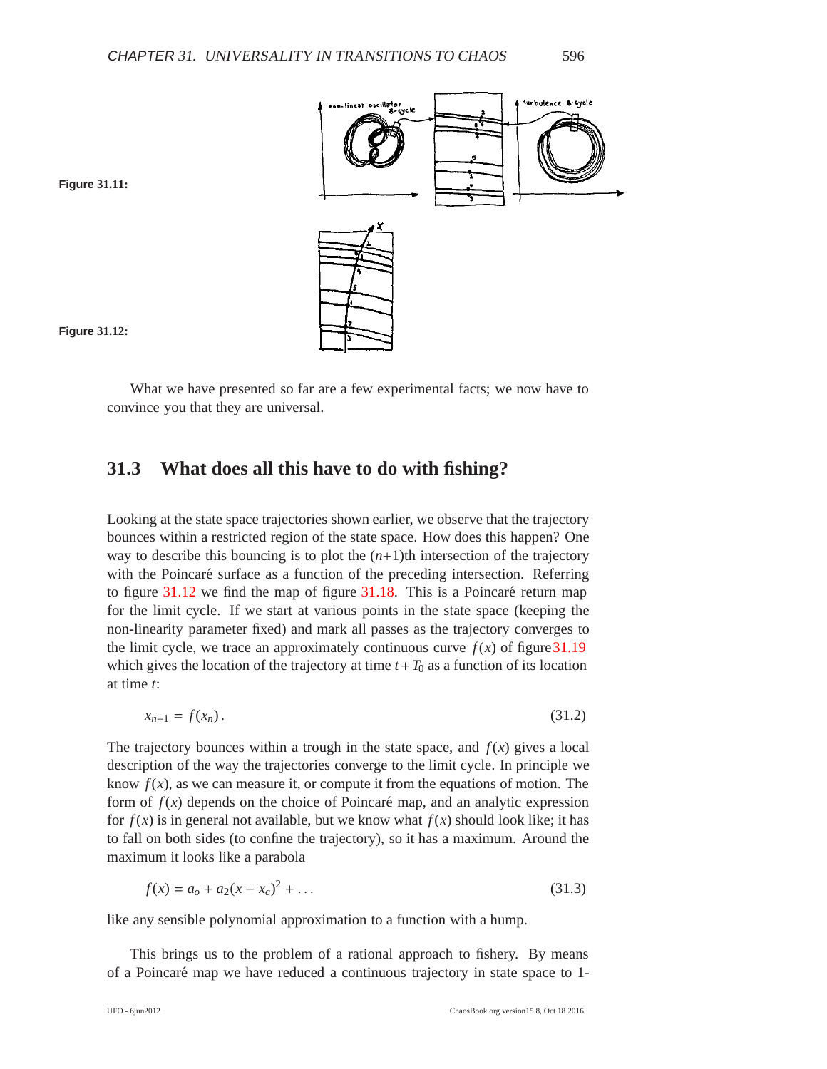**Figure 31.11:**

**Figure 31.12:**

What we have presented so far are a few experimental facts; we now have to convince you that they are universal.

## 31.3 What does all this have to do with fishing?

Looking at the state space trajectories shown earlier, we observe that the trajectory bounces within a restricted region of the state space. How does this happen? One way to describe this bouncing is to plot the $(n+1)$th intersection of the trajectory with the Poincaré surface as a function of the preceding intersection. Referring to figure 31.12 we find the map of figure 31.18. This is a Poincaré return map for the limit cycle. If we start at various points in the state space (keeping the non-linearity parameter fixed) and mark all passes as the trajectory converges to the limit cycle, we trace an approximately continuous curve $f(x)$ of figure 31.19 which gives the location of the trajectory at time $t+T_0$ as a function of its location at time $t$:

$$x_{n+1} = f(x_n)\,. \tag{31.2}$$

The trajectory bounces within a trough in the state space, and $f(x)$ gives a local description of the way the trajectories converge to the limit cycle. In principle we know $f(x)$, as we can measure it, or compute it from the equations of motion. The form of $f(x)$ depends on the choice of Poincaré map, and an analytic expression for $f(x)$ is in general not available, but we know what $f(x)$ should look like; it has to fall on both sides (to confine the trajectory), so it has a maximum. Around the maximum it looks like a parabola

$$f(x) = a_o + a_2(x - x_c)^2 + \ldots \tag{31.3}$$

like any sensible polynomial approximation to a function with a hump.

This brings us to the problem of a rational approach to fishery. By means of a Poincaré map we have reduced a continuous trajectory in state space to 1-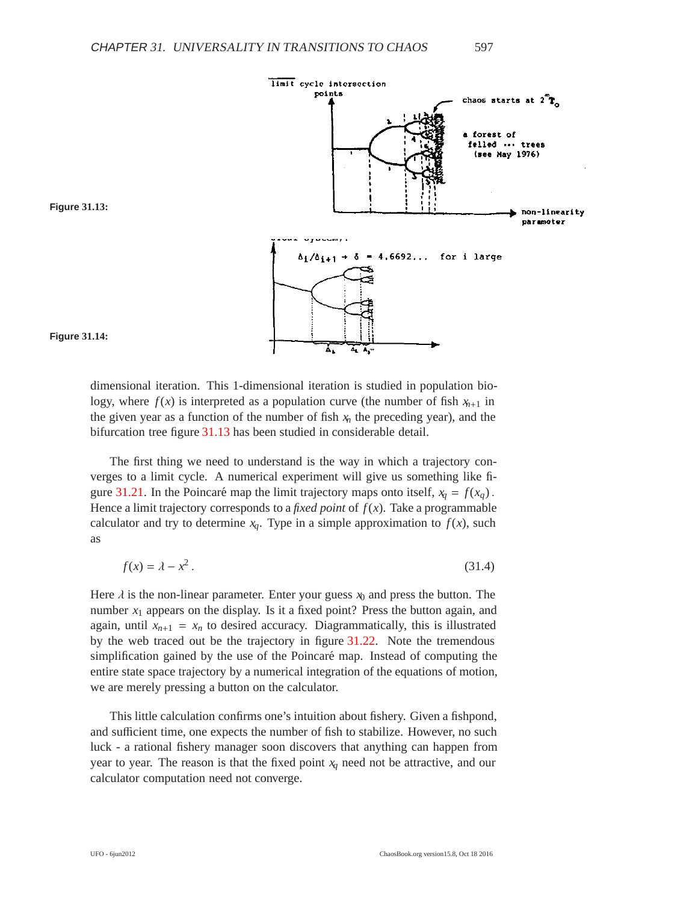**Figure 31.13:**

**Figure 31.14:**

dimensional iteration. This 1-dimensional iteration is studied in population biology, where $f(x)$ is interpreted as a population curve (the number of fish $x_{n+1}$ in the given year as a function of the number of fish $x_n$ the preceding year), and the bifurcation tree figure 31.13 has been studied in considerable detail.

The first thing we need to understand is the way in which a trajectory converges to a limit cycle. A numerical experiment will give us something like figure 31.21. In the Poincaré map the limit trajectory maps onto itself, $x_q = f(x_q)$. Hence a limit trajectory corresponds to a *fixed point* of $f(x)$. Take a programmable calculator and try to determine $x_q$. Type in a simple approximation to $f(x)$, such as

$$f(x) = \lambda - x^2 . \tag{31.4}$$

Here $\lambda$ is the non-linear parameter. Enter your guess $x_0$ and press the button. The number $x_1$ appears on the display. Is it a fixed point? Press the button again, and again, until $x_{n+1} = x_n$ to desired accuracy. Diagrammatically, this is illustrated by the web traced out be the trajectory in figure 31.22. Note the tremendous simplification gained by the use of the Poincaré map. Instead of computing the entire state space trajectory by a numerical integration of the equations of motion, we are merely pressing a button on the calculator.

This little calculation confirms one's intuition about fishery. Given a fishpond, and sufficient time, one expects the number of fish to stabilize. However, no such luck - a rational fishery manager soon discovers that anything can happen from year to year. The reason is that the fixed point $x_q$ need not be attractive, and our calculator computation need not converge.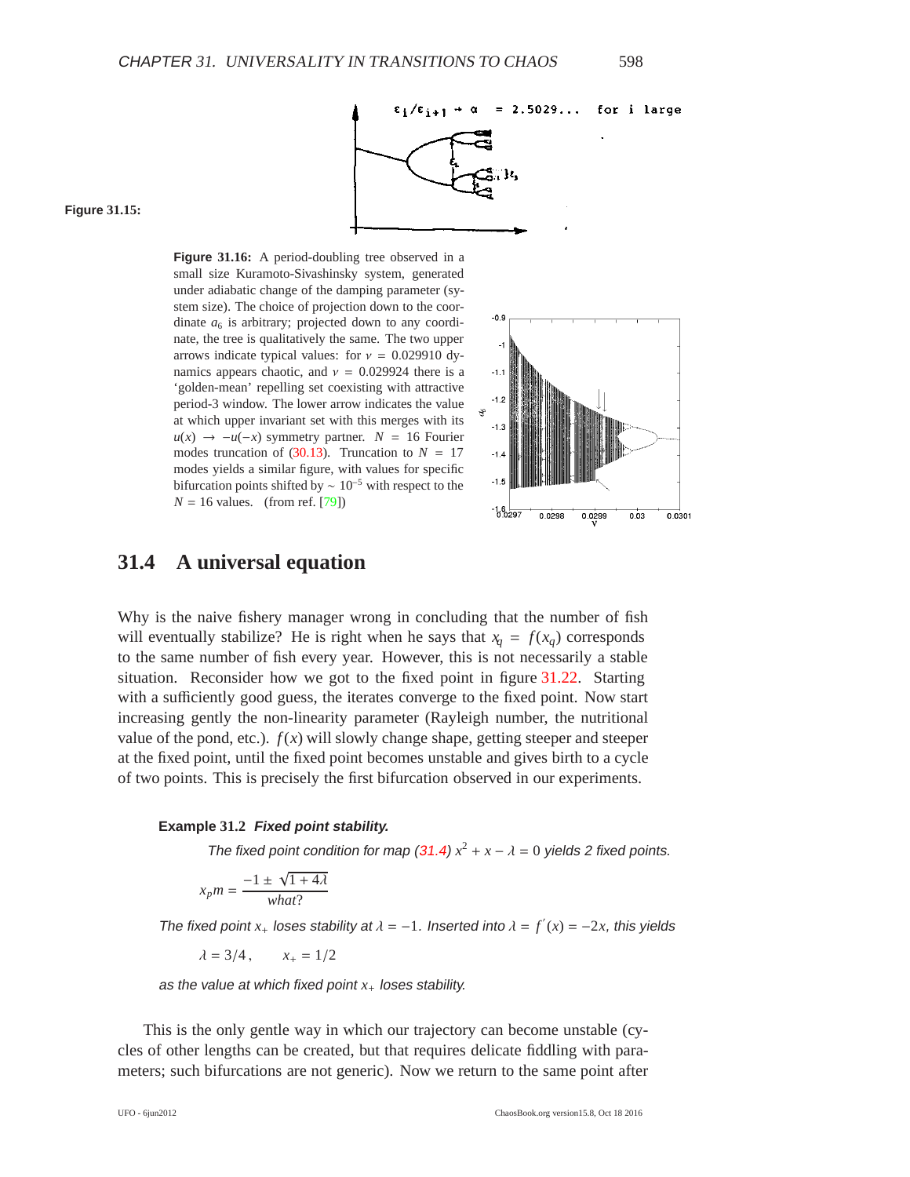**Figure 31.15:**

**Figure 31.16:** A period-doubling tree observed in a small size Kuramoto-Sivashinsky system, generated under adiabatic change of the damping parameter (system size). The choice of projection down to the coordinate $a_6$ is arbitrary; projected down to any coordinate, the tree is qualitatively the same. The two upper arrows indicate typical values: for $\nu = 0.029910$ dynamics appears chaotic, and $\nu = 0.029924$ there is a 'golden-mean' repelling set coexisting with attractive period-3 window. The lower arrow indicates the value at which upper invariant set with this merges with its $u(x) \to -u(-x)$ symmetry partner. $N = 16$ Fourier modes truncation of (30.13). Truncation to $N = 17$ modes yields a similar figure, with values for specific bifurcation points shifted by $\sim 10^{-5}$ with respect to the $N = 16$ values. (from ref. [79])

## 31.4 A universal equation

Why is the naive fishery manager wrong in concluding that the number of fish will eventually stabilize? He is right when he says that $x_q = f(x_q)$ corresponds to the same number of fish every year. However, this is not necessarily a stable situation. Reconsider how we got to the fixed point in figure 31.22. Starting with a sufficiently good guess, the iterates converge to the fixed point. Now start increasing gently the non-linearity parameter (Rayleigh number, the nutritional value of the pond, etc.). $f(x)$ will slowly change shape, getting steeper and steeper at the fixed point, until the fixed point becomes unstable and gives birth to a cycle of two points. This is precisely the first bifurcation observed in our experiments.

**Example 31.2** ***Fixed point stability.***

*The fixed point condition for map (31.4) $x^2 + x - \lambda = 0$ yields 2 fixed points.*

$$x_p m = \frac{-1 \pm \sqrt{1+4\lambda}}{what?}$$

*The fixed point $x_+$ loses stability at $\lambda = -1$. Inserted into $\lambda = f'(x) = -2x$, this yields*

$$\lambda = 3/4\,, \qquad x_+ = 1/2$$

*as the value at which fixed point $x_+$ loses stability.*

This is the only gentle way in which our trajectory can become unstable (cycles of other lengths can be created, but that requires delicate fiddling with parameters; such bifurcations are not generic). Now we return to the same point after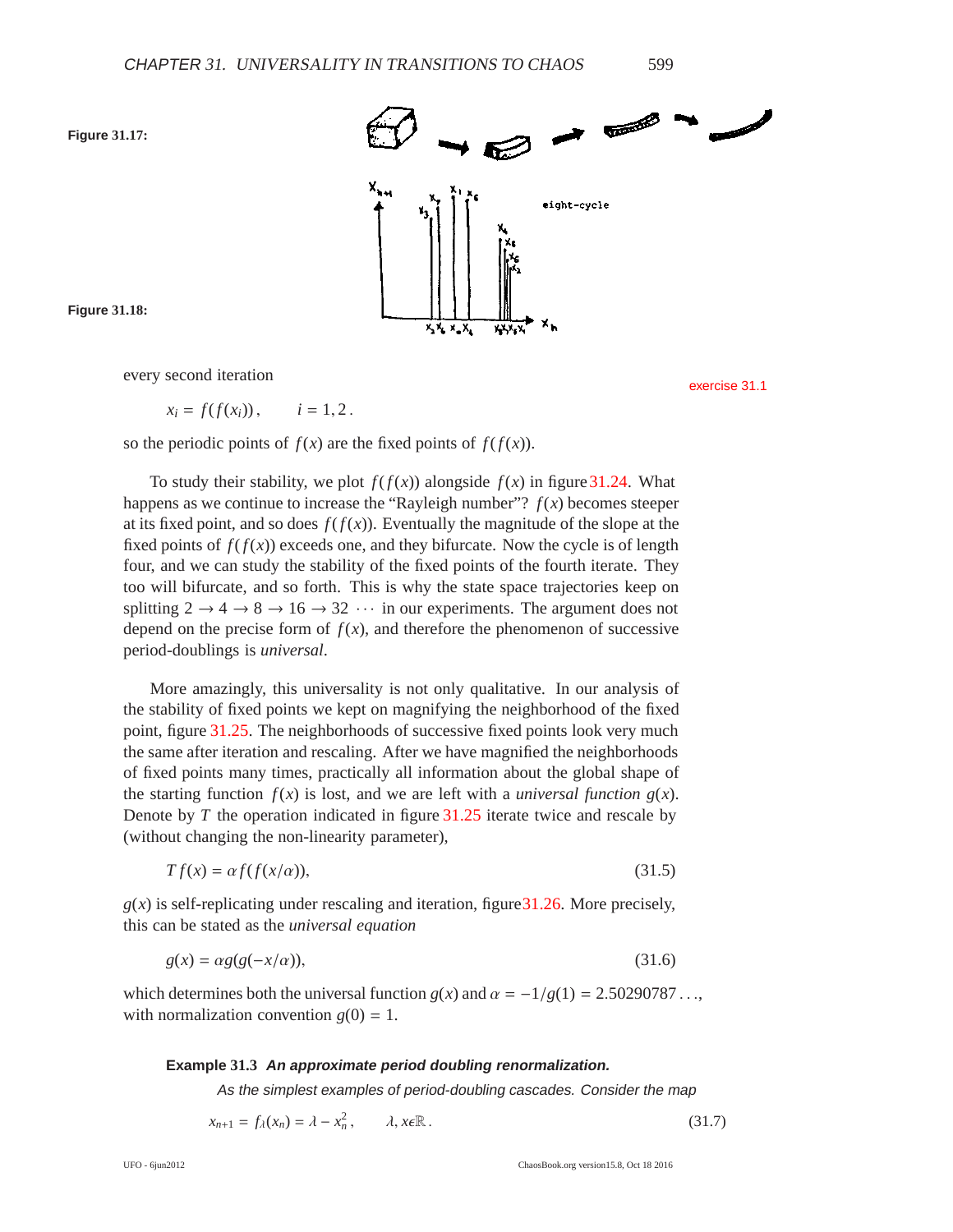**Figure 31.17:**

**Figure 31.18:**

every second iteration

exercise 31.1

$$x_i = f(f(x_i)), \qquad i = 1, 2 .$$

so the periodic points of $f(x)$ are the fixed points of $f(f(x))$.

To study their stability, we plot $f(f(x))$ alongside $f(x)$ in figure 31.24. What happens as we continue to increase the "Rayleigh number"? $f(x)$ becomes steeper at its fixed point, and so does $f(f(x))$. Eventually the magnitude of the slope at the fixed points of $f(f(x))$ exceeds one, and they bifurcate. Now the cycle is of length four, and we can study the stability of the fixed points of the fourth iterate. They too will bifurcate, and so forth. This is why the state space trajectories keep on splitting $2 \to 4 \to 8 \to 16 \to 32 \cdots$ in our experiments. The argument does not depend on the precise form of $f(x)$, and therefore the phenomenon of successive period-doublings is *universal*.

More amazingly, this universality is not only qualitative. In our analysis of the stability of fixed points we kept on magnifying the neighborhood of the fixed point, figure 31.25. The neighborhoods of successive fixed points look very much the same after iteration and rescaling. After we have magnified the neighborhoods of fixed points many times, practically all information about the global shape of the starting function $f(x)$ is lost, and we are left with a *universal function* $g(x)$. Denote by $T$ the operation indicated in figure 31.25 iterate twice and rescale by (without changing the non-linearity parameter),

$$T f(x) = \alpha f(f(x/\alpha)), \tag{31.5}$$

$g(x)$ is self-replicating under rescaling and iteration, figure 31.26. More precisely, this can be stated as the *universal equation*

$$g(x) = \alpha g(g(-x/\alpha)), \tag{31.6}$$

which determines both the universal function $g(x)$ and $\alpha = -1/g(1) = 2.50290787\ldots$, with normalization convention $g(0) = 1$.

**Example 31.3** ***An approximate period doubling renormalization.***

*As the simplest examples of period-doubling cascades. Consider the map*

$$x_{n+1} = f_\lambda(x_n) = \lambda - x_n^2 , \qquad \lambda, x \epsilon \mathbb{R} . \tag{31.7}$$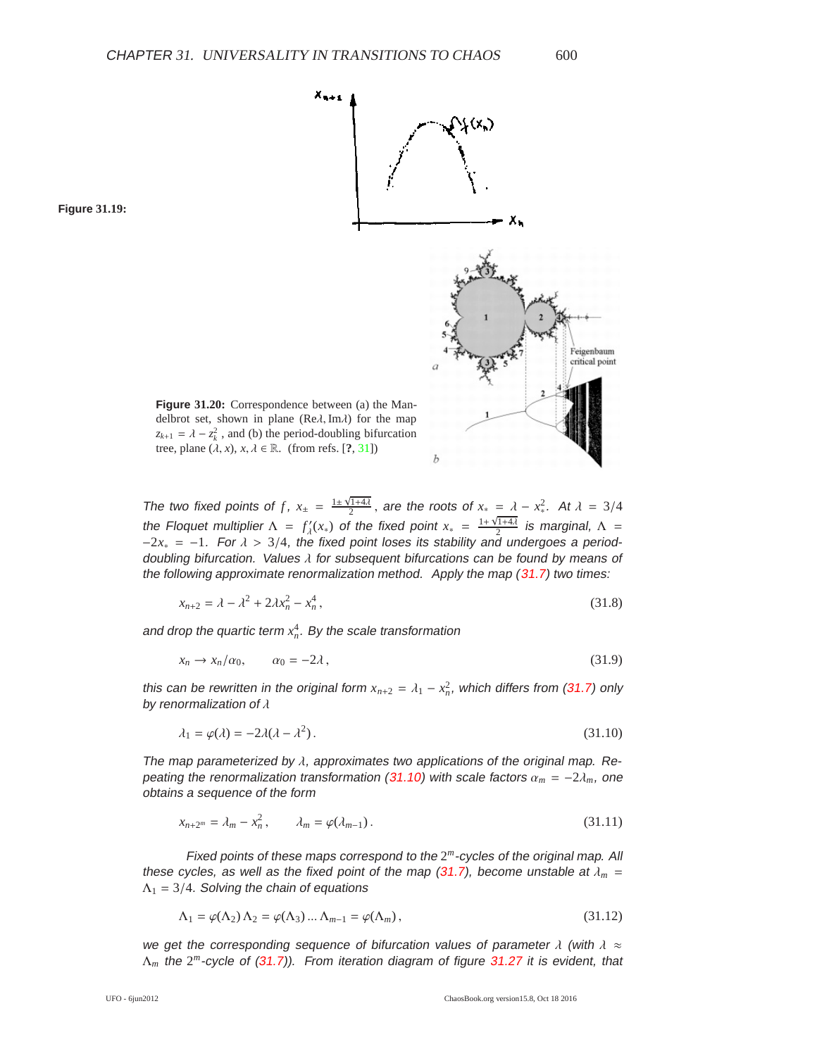**Figure 31.19:**

**Figure 31.20:** Correspondence between (a) the Mandelbrot set, shown in plane $(\text{Re}\lambda, \text{Im}\lambda)$ for the map $z_{k+1} = \lambda - z_k^2$, and (b) the period-doubling bifurcation tree, plane $(\lambda, x)$, $x, \lambda \in \mathbb{R}$. (from refs. [?, 31])

*The two fixed points of $f$, $x_\pm = \frac{1 \pm \sqrt{1+4\lambda}}{2}$, are the roots of $x_* = \lambda - x_*^2$. At $\lambda = 3/4$ the Floquet multiplier $\Lambda = f'_\lambda(x_*)$ of the fixed point $x_* = \frac{1+\sqrt{1+4\lambda}}{2}$ is marginal, $\Lambda = -2x_* = -1$. For $\lambda > 3/4$, the fixed point loses its stability and undergoes a period-doubling bifurcation. Values $\lambda$ for subsequent bifurcations can be found by means of the following approximate renormalization method. Apply the map (31.7) two times:*

$$x_{n+2} = \lambda - \lambda^2 + 2\lambda x_n^2 - x_n^4 , \tag{31.8}$$

*and drop the quartic term $x_n^4$. By the scale transformation*

$$x_n \to x_n/\alpha_0, \qquad \alpha_0 = -2\lambda , \tag{31.9}$$

*this can be rewritten in the original form $x_{n+2} = \lambda_1 - x_n^2$, which differs from (31.7) only by renormalization of $\lambda$*

$$\lambda_1 = \varphi(\lambda) = -2\lambda(\lambda - \lambda^2) . \tag{31.10}$$

*The map parameterized by $\lambda$, approximates two applications of the original map. Repeating the renormalization transformation (31.10) with scale factors $\alpha_m = -2\lambda_m$, one obtains a sequence of the form*

$$x_{n+2^m} = \lambda_m - x_n^2 , \qquad \lambda_m = \varphi(\lambda_{m-1}) . \tag{31.11}$$

*Fixed points of these maps correspond to the $2^m$-cycles of the original map. All these cycles, as well as the fixed point of the map (31.7), become unstable at $\lambda_m = \Lambda_1 = 3/4$. Solving the chain of equations*

$$\Lambda_1 = \varphi(\Lambda_2)\, \Lambda_2 = \varphi(\Lambda_3) \ldots \Lambda_{m-1} = \varphi(\Lambda_m) , \tag{31.12}$$

*we get the corresponding sequence of bifurcation values of parameter $\lambda$ (with $\lambda \approx \Lambda_m$ the $2^m$-cycle of (31.7)). From iteration diagram of figure 31.27 it is evident, that*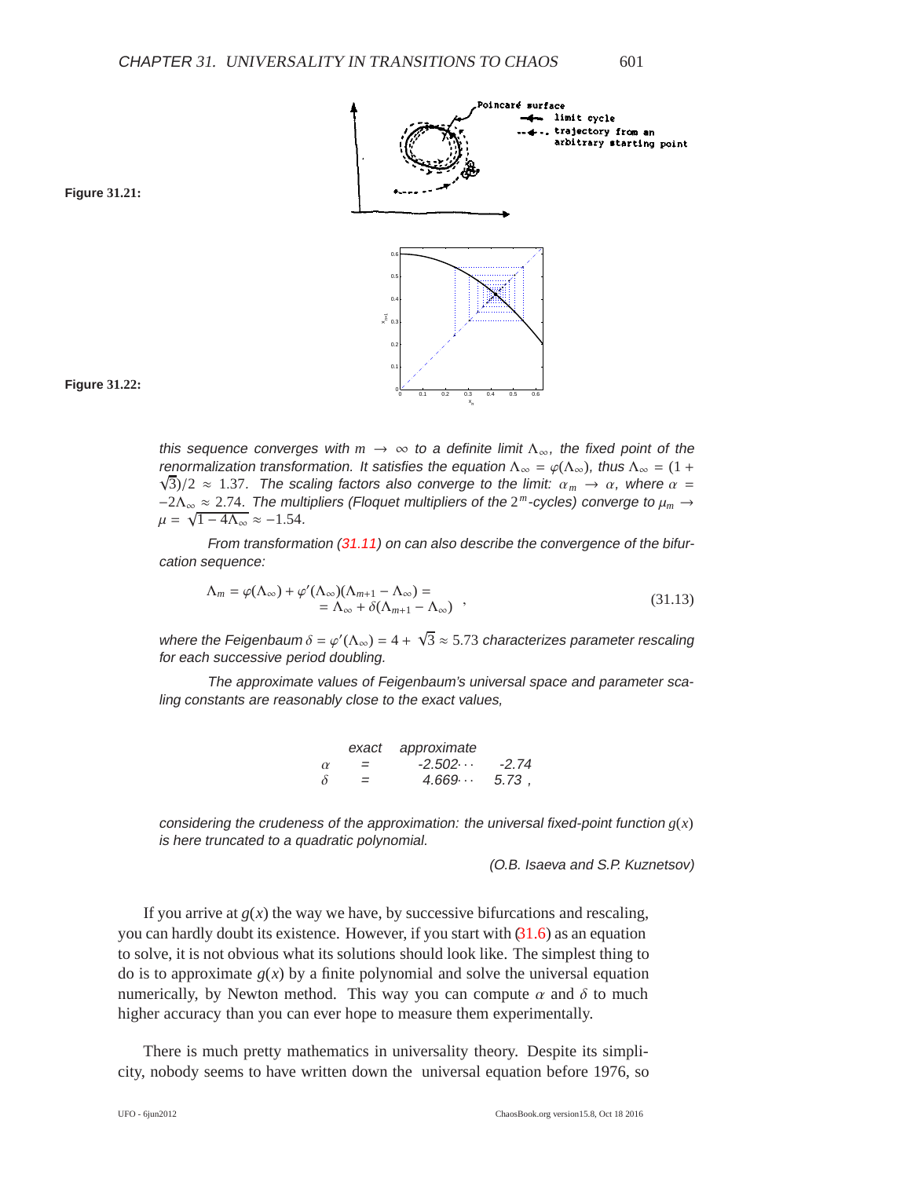**Figure 31.21:**

**Figure 31.22:**

*this sequence converges with $m \to \infty$ to a definite limit $\Lambda_\infty$, the fixed point of the renormalization transformation. It satisfies the equation $\Lambda_\infty = \varphi(\Lambda_\infty)$, thus $\Lambda_\infty = (1+\sqrt{3})/2 \approx 1.37$. The scaling factors also converge to the limit: $\alpha_m \to \alpha$, where $\alpha = -2\Lambda_\infty \approx 2.74$. The multipliers (Floquet multipliers of the $2^m$-cycles) converge to $\mu_m \to \mu = \sqrt{1-4\Lambda_\infty} \approx -1.54$.*

*From transformation (31.11) on can also describe the convergence of the bifurcation sequence:*

$$
\begin{aligned}
\Lambda_m = \varphi(\Lambda_\infty) + \varphi'(\Lambda_\infty)(\Lambda_{m+1} - \Lambda_\infty) = \\
= \Lambda_\infty + \delta(\Lambda_{m+1} - \Lambda_\infty)
\end{aligned}
\quad , \tag{31.13}
$$

*where the Feigenbaum $\delta = \varphi'(\Lambda_\infty) = 4 + \sqrt{3} \approx 5.73$ characterizes parameter rescaling for each successive period doubling.*

*The approximate values of Feigenbaum's universal space and parameter scaling constants are reasonably close to the exact values,*

| | | exact | approximate |
|---|---|---|---|
| $\alpha$ | = | -2.502$\cdots$ | -2.74 |
| $\delta$ | = | 4.669$\cdots$ | 5.73 , |

*considering the crudeness of the approximation: the universal fixed-point function $g(x)$ is here truncated to a quadratic polynomial.*

*(O.B. Isaeva and S.P. Kuznetsov)*

If you arrive at $g(x)$ the way we have, by successive bifurcations and rescaling, you can hardly doubt its existence. However, if you start with (31.6) as an equation to solve, it is not obvious what its solutions should look like. The simplest thing to do is to approximate $g(x)$ by a finite polynomial and solve the universal equation numerically, by Newton method. This way you can compute $\alpha$ and $\delta$ to much higher accuracy than you can ever hope to measure them experimentally.

There is much pretty mathematics in universality theory. Despite its simplicity, nobody seems to have written down the universal equation before 1976, so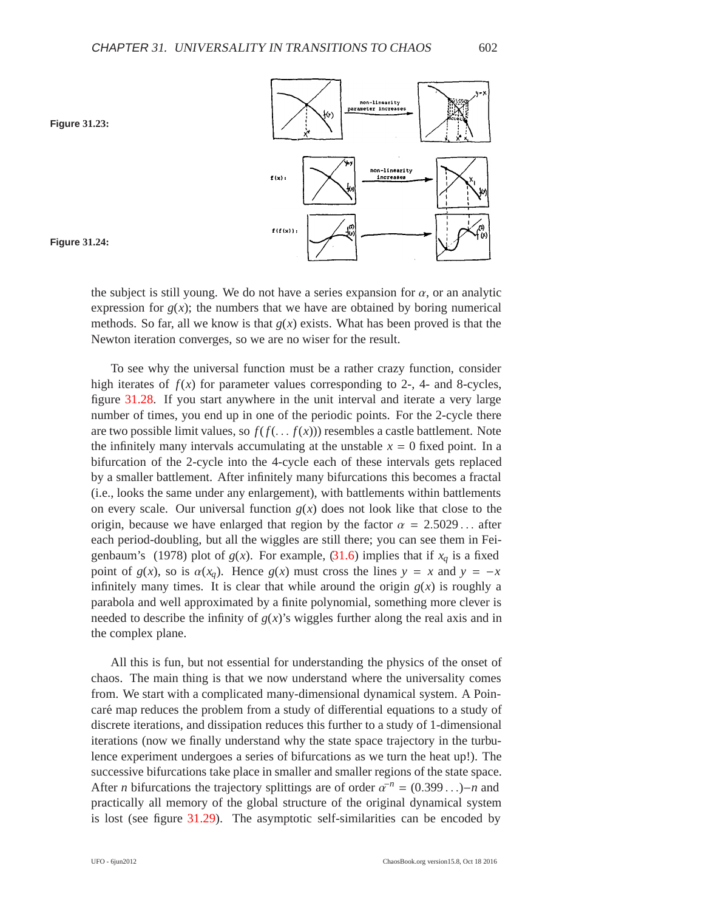Figure 31.23:

Figure 31.24:

the subject is still young. We do not have a series expansion for $\alpha$, or an analytic expression for $g(x)$; the numbers that we have are obtained by boring numerical methods. So far, all we know is that $g(x)$ exists. What has been proved is that the Newton iteration converges, so we are no wiser for the result.

To see why the universal function must be a rather crazy function, consider high iterates of $f(x)$ for parameter values corresponding to 2-, 4- and 8-cycles, figure 31.28. If you start anywhere in the unit interval and iterate a very large number of times, you end up in one of the periodic points. For the 2-cycle there are two possible limit values, so $f(f(\ldots f(x)))$ resembles a castle battlement. Note the infinitely many intervals accumulating at the unstable $x = 0$ fixed point. In a bifurcation of the 2-cycle into the 4-cycle each of these intervals gets replaced by a smaller battlement. After infinitely many bifurcations this becomes a fractal (i.e., looks the same under any enlargement), with battlements within battlements on every scale. Our universal function $g(x)$ does not look like that close to the origin, because we have enlarged that region by the factor $\alpha = 2.5029\ldots$ after each period-doubling, but all the wiggles are still there; you can see them in Feigenbaum's (1978) plot of $g(x)$. For example, (31.6) implies that if $x_q$ is a fixed point of $g(x)$, so is $\alpha(x_q)$. Hence $g(x)$ must cross the lines $y = x$ and $y = -x$ infinitely many times. It is clear that while around the origin $g(x)$ is roughly a parabola and well approximated by a finite polynomial, something more clever is needed to describe the infinity of $g(x)$'s wiggles further along the real axis and in the complex plane.

All this is fun, but not essential for understanding the physics of the onset of chaos. The main thing is that we now understand where the universality comes from. We start with a complicated many-dimensional dynamical system. A Poincaré map reduces the problem from a study of differential equations to a study of discrete iterations, and dissipation reduces this further to a study of 1-dimensional iterations (now we finally understand why the state space trajectory in the turbulence experiment undergoes a series of bifurcations as we turn the heat up!). The successive bifurcations take place in smaller and smaller regions of the state space. After $n$ bifurcations the trajectory splittings are of order $\alpha^{-n} = (0.399\ldots)-n$ and practically all memory of the global structure of the original dynamical system is lost (see figure 31.29). The asymptotic self-similarities can be encoded by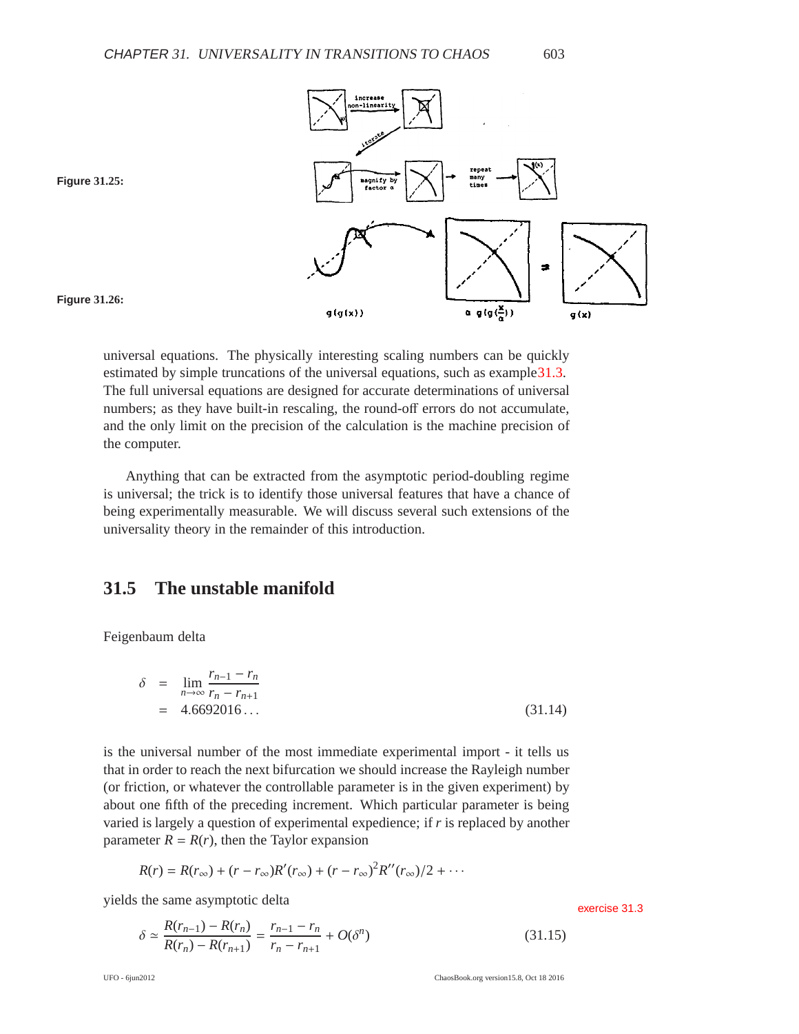Figure 31.25:

Figure 31.26:

universal equations. The physically interesting scaling numbers can be quickly estimated by simple truncations of the universal equations, such as example 31.3. The full universal equations are designed for accurate determinations of universal numbers; as they have built-in rescaling, the round-off errors do not accumulate, and the only limit on the precision of the calculation is the machine precision of the computer.

Anything that can be extracted from the asymptotic period-doubling regime is universal; the trick is to identify those universal features that have a chance of being experimentally measurable. We will discuss several such extensions of the universality theory in the remainder of this introduction.

## 31.5 The unstable manifold

Feigenbaum delta

$$
\begin{aligned}
\delta &= \lim_{n\to\infty} \frac{r_{n-1} - r_n}{r_n - r_{n+1}} \\
&= 4.6692016\ldots
\end{aligned}
\tag{31.14}
$$

is the universal number of the most immediate experimental import - it tells us that in order to reach the next bifurcation we should increase the Rayleigh number (or friction, or whatever the controllable parameter is in the given experiment) by about one fifth of the preceding increment. Which particular parameter is being varied is largely a question of experimental expedience; if $r$ is replaced by another parameter $R = R(r)$, then the Taylor expansion

$$
R(r) = R(r_\infty) + (r - r_\infty)R'(r_\infty) + (r - r_\infty)^2 R''(r_\infty)/2 + \cdots
$$

yields the same asymptotic delta

exercise 31.3

$$
\delta \simeq \frac{R(r_{n-1}) - R(r_n)}{R(r_n) - R(r_{n+1})} = \frac{r_{n-1} - r_n}{r_n - r_{n+1}} + O(\delta^n)
\tag{31.15}
$$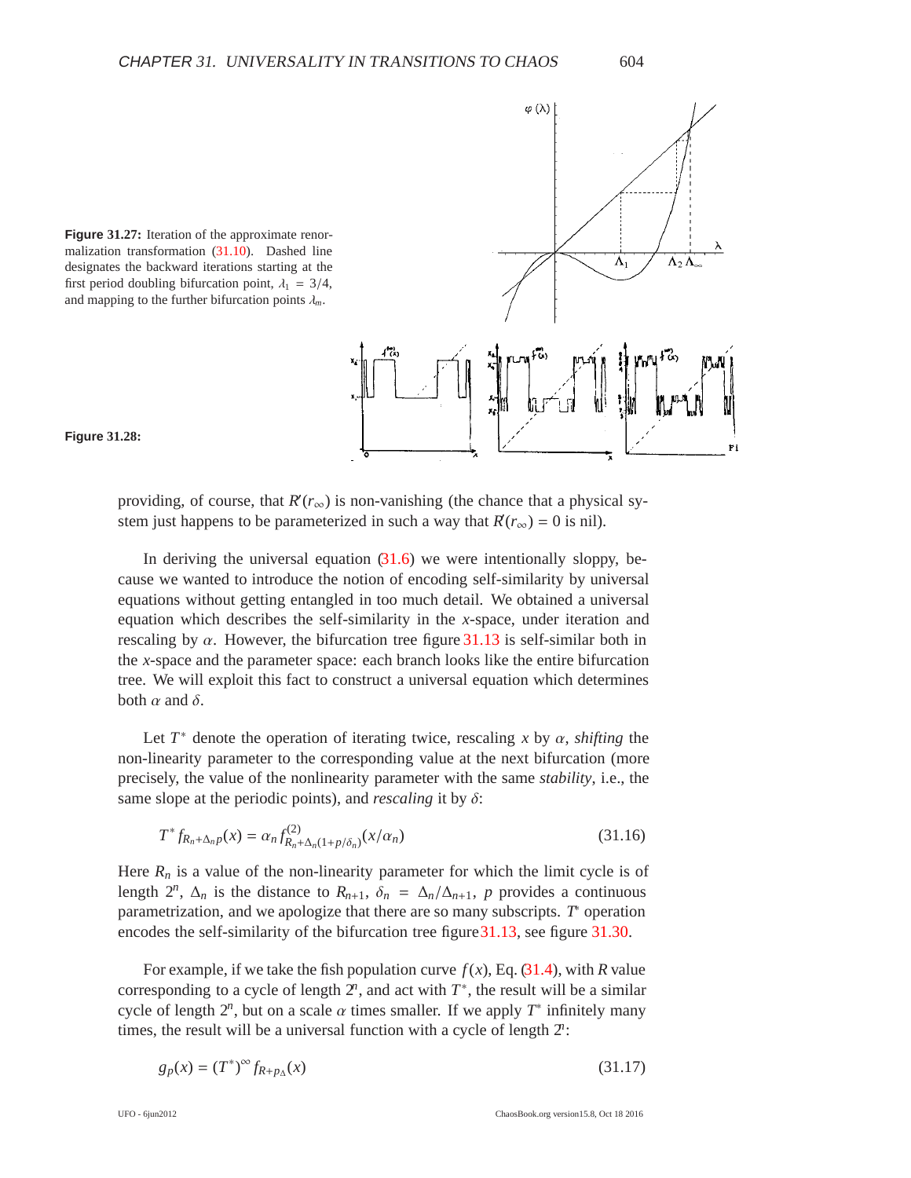**Figure 31.27:** Iteration of the approximate renormalization transformation (31.10). Dashed line designates the backward iterations starting at the first period doubling bifurcation point, $\lambda_1 = 3/4$, and mapping to the further bifurcation points $\lambda_m$.

**Figure 31.28:**

providing, of course, that $R'(r_\infty)$ is non-vanishing (the chance that a physical system just happens to be parameterized in such a way that $R'(r_\infty) = 0$ is nil).

In deriving the universal equation (31.6) we were intentionally sloppy, because we wanted to introduce the notion of encoding self-similarity by universal equations without getting entangled in too much detail. We obtained a universal equation which describes the self-similarity in the $x$-space, under iteration and rescaling by $\alpha$. However, the bifurcation tree figure 31.13 is self-similar both in the $x$-space and the parameter space: each branch looks like the entire bifurcation tree. We will exploit this fact to construct a universal equation which determines both $\alpha$ and $\delta$.

Let $T^*$ denote the operation of iterating twice, rescaling $x$ by $\alpha$, *shifting* the non-linearity parameter to the corresponding value at the next bifurcation (more precisely, the value of the nonlinearity parameter with the same *stability*, i.e., the same slope at the periodic points), and *rescaling* it by $\delta$:

$$
T^* f_{R_n+\Delta_n p}(x) = \alpha_n f^{(2)}_{R_n+\Delta_n(1+p/\delta_n)}(x/\alpha_n) \tag{31.16}
$$

Here $R_n$ is a value of the non-linearity parameter for which the limit cycle is of length $2^n$, $\Delta_n$ is the distance to $R_{n+1}$, $\delta_n = \Delta_n/\Delta_{n+1}$, $p$ provides a continuous parametrization, and we apologize that there are so many subscripts. $T^*$ operation encodes the self-similarity of the bifurcation tree figure 31.13, see figure 31.30.

For example, if we take the fish population curve $f(x)$, Eq. (31.4), with $R$ value corresponding to a cycle of length $2^n$, and act with $T^*$, the result will be a similar cycle of length $2^n$, but on a scale $\alpha$ times smaller. If we apply $T^*$ infinitely many times, the result will be a universal function with a cycle of length $2^n$:

$$
g_p(x) = (T^*)^\infty f_{R+p_\Delta}(x) \tag{31.17}
$$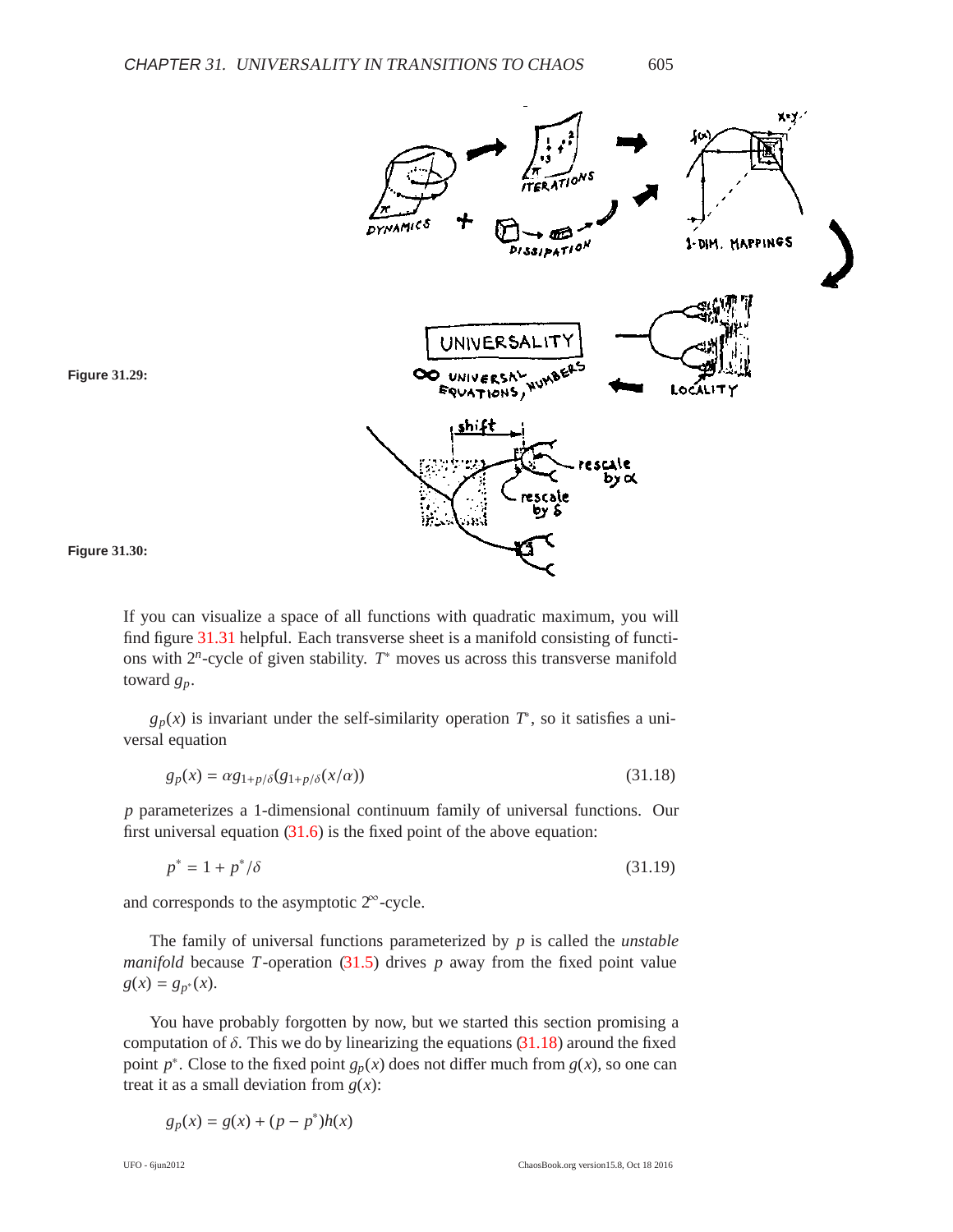**Figure 31.29:**

**Figure 31.30:**

If you can visualize a space of all functions with quadratic maximum, you will find figure 31.31 helpful. Each transverse sheet is a manifold consisting of functions with $2^n$-cycle of given stability. $T^*$ moves us across this transverse manifold toward $g_p$.

$g_p(x)$ is invariant under the self-similarity operation $T^*$, so it satisfies a universal equation

$$g_p(x) = \alpha g_{1+p/\delta}(g_{1+p/\delta}(x/\alpha)) \tag{31.18}$$

$p$ parameterizes a 1-dimensional continuum family of universal functions. Our first universal equation (31.6) is the fixed point of the above equation:

$$p^* = 1 + p^*/\delta \tag{31.19}$$

and corresponds to the asymptotic $2^\infty$-cycle.

The family of universal functions parameterized by $p$ is called the *unstable manifold* because $T$-operation (31.5) drives $p$ away from the fixed point value $g(x) = g_{p^*}(x)$.

You have probably forgotten by now, but we started this section promising a computation of $\delta$. This we do by linearizing the equations (31.18) around the fixed point $p^*$. Close to the fixed point $g_p(x)$ does not differ much from $g(x)$, so one can treat it as a small deviation from $g(x)$:

$$g_p(x) = g(x) + (p - p^*)h(x)$$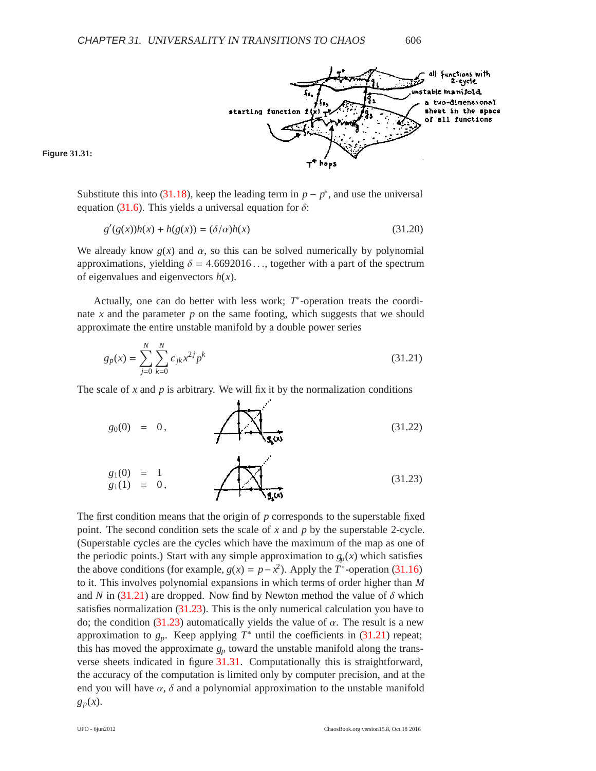Figure 31.31:

Substitute this into (31.18), keep the leading term in $p - p^*$, and use the universal equation (31.6). This yields a universal equation for $\delta$:

$$g'(g(x))h(x) + h(g(x)) = (\delta/\alpha)h(x) \tag{31.20}$$

We already know $g(x)$ and $\alpha$, so this can be solved numerically by polynomial approximations, yielding $\delta = 4.6692016\ldots$, together with a part of the spectrum of eigenvalues and eigenvectors $h(x)$.

Actually, one can do better with less work; $T^*$-operation treats the coordinate $x$ and the parameter $p$ on the same footing, which suggests that we should approximate the entire unstable manifold by a double power series

$$g_p(x) = \sum_{j=0}^{N} \sum_{k=0}^{N} c_{jk} x^{2j} p^k \tag{31.21}$$

The scale of $x$ and $p$ is arbitrary. We will fix it by the normalization conditions

$$g_0(0) = 0\,, \tag{31.22}$$

$$\begin{aligned} g_1(0) &= 1 \\ g_1(1) &= 0\,, \end{aligned} \tag{31.23}$$

The first condition means that the origin of $p$ corresponds to the superstable fixed point. The second condition sets the scale of $x$ and $p$ by the superstable 2-cycle. (Superstable cycles are the cycles which have the maximum of the map as one of the periodic points.) Start with any simple approximation to $g_p(x)$ which satisfies the above conditions (for example, $g(x) = p - x^2$). Apply the $T^*$-operation (31.16) to it. This involves polynomial expansions in which terms of order higher than $M$ and $N$ in (31.21) are dropped. Now find by Newton method the value of $\delta$ which satisfies normalization (31.23). This is the only numerical calculation you have to do; the condition (31.23) automatically yields the value of $\alpha$. The result is a new approximation to $g_p$. Keep applying $T^*$ until the coefficients in (31.21) repeat; this has moved the approximate $g_p$ toward the unstable manifold along the transverse sheets indicated in figure 31.31. Computationally this is straightforward, the accuracy of the computation is limited only by computer precision, and at the end you will have $\alpha$, $\delta$ and a polynomial approximation to the unstable manifold $g_p(x)$.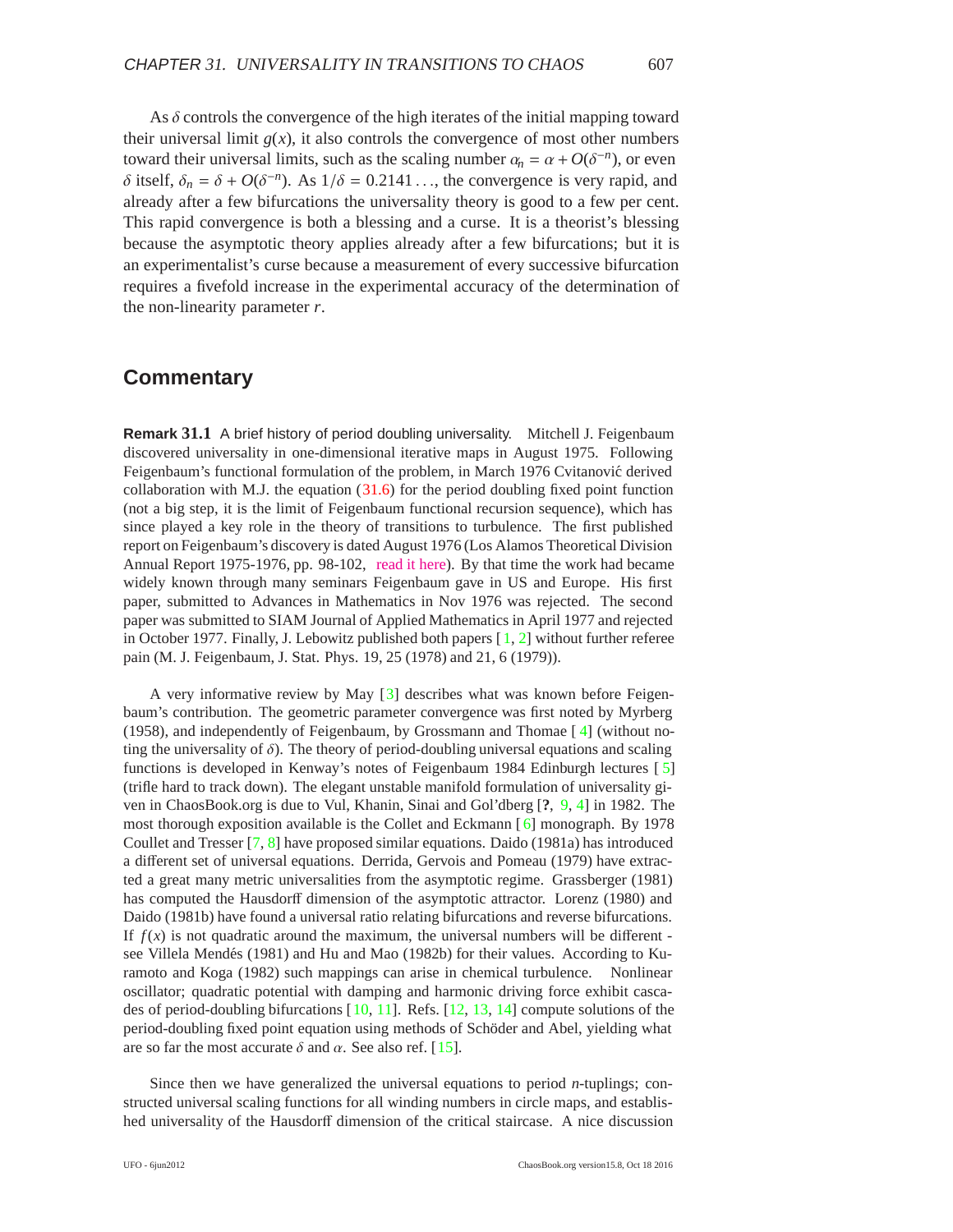As $\delta$ controls the convergence of the high iterates of the initial mapping toward their universal limit $g(x)$, it also controls the convergence of most other numbers toward their universal limits, such as the scaling number $\alpha_n = \alpha + O(\delta^{-n})$, or even $\delta$ itself, $\delta_n = \delta + O(\delta^{-n})$. As $1/\delta = 0.2141\ldots$, the convergence is very rapid, and already after a few bifurcations the universality theory is good to a few per cent. This rapid convergence is both a blessing and a curse. It is a theorist's blessing because the asymptotic theory applies already after a few bifurcations; but it is an experimentalist's curse because a measurement of every successive bifurcation requires a fivefold increase in the experimental accuracy of the determination of the non-linearity parameter $r$.

## Commentary

**Remark 31.1** A brief history of period doubling universality. Mitchell J. Feigenbaum discovered universality in one-dimensional iterative maps in August 1975. Following Feigenbaum's functional formulation of the problem, in March 1976 Cvitanović derived collaboration with M.J. the equation (31.6) for the period doubling fixed point function (not a big step, it is the limit of Feigenbaum functional recursion sequence), which has since played a key role in the theory of transitions to turbulence. The first published report on Feigenbaum's discovery is dated August 1976 (Los Alamos Theoretical Division Annual Report 1975-1976, pp. 98-102, read it here). By that time the work had became widely known through many seminars Feigenbaum gave in US and Europe. His first paper, submitted to Advances in Mathematics in Nov 1976 was rejected. The second paper was submitted to SIAM Journal of Applied Mathematics in April 1977 and rejected in October 1977. Finally, J. Lebowitz published both papers [1, 2] without further referee pain (M. J. Feigenbaum, J. Stat. Phys. 19, 25 (1978) and 21, 6 (1979)).

A very informative review by May [3] describes what was known before Feigenbaum's contribution. The geometric parameter convergence was first noted by Myrberg (1958), and independently of Feigenbaum, by Grossmann and Thomae [4] (without noting the universality of $\delta$). The theory of period-doubling universal equations and scaling functions is developed in Kenway's notes of Feigenbaum 1984 Edinburgh lectures [5] (trifle hard to track down). The elegant unstable manifold formulation of universality given in ChaosBook.org is due to Vul, Khanin, Sinai and Gol'dberg [**?**, 9, 4] in 1982. The most thorough exposition available is the Collet and Eckmann [6] monograph. By 1978 Coullet and Tresser [7, 8] have proposed similar equations. Daido (1981a) has introduced a different set of universal equations. Derrida, Gervois and Pomeau (1979) have extracted a great many metric universalities from the asymptotic regime. Grassberger (1981) has computed the Hausdorff dimension of the asymptotic attractor. Lorenz (1980) and Daido (1981b) have found a universal ratio relating bifurcations and reverse bifurcations. If $f(x)$ is not quadratic around the maximum, the universal numbers will be different - see Villela Mendés (1981) and Hu and Mao (1982b) for their values. According to Kuramoto and Koga (1982) such mappings can arise in chemical turbulence. Nonlinear oscillator; quadratic potential with damping and harmonic driving force exhibit cascades of period-doubling bifurcations [10, 11]. Refs. [12, 13, 14] compute solutions of the period-doubling fixed point equation using methods of Schöder and Abel, yielding what are so far the most accurate $\delta$ and $\alpha$. See also ref. [15].

Since then we have generalized the universal equations to period $n$-tuplings; constructed universal scaling functions for all winding numbers in circle maps, and established universality of the Hausdorff dimension of the critical staircase. A nice discussion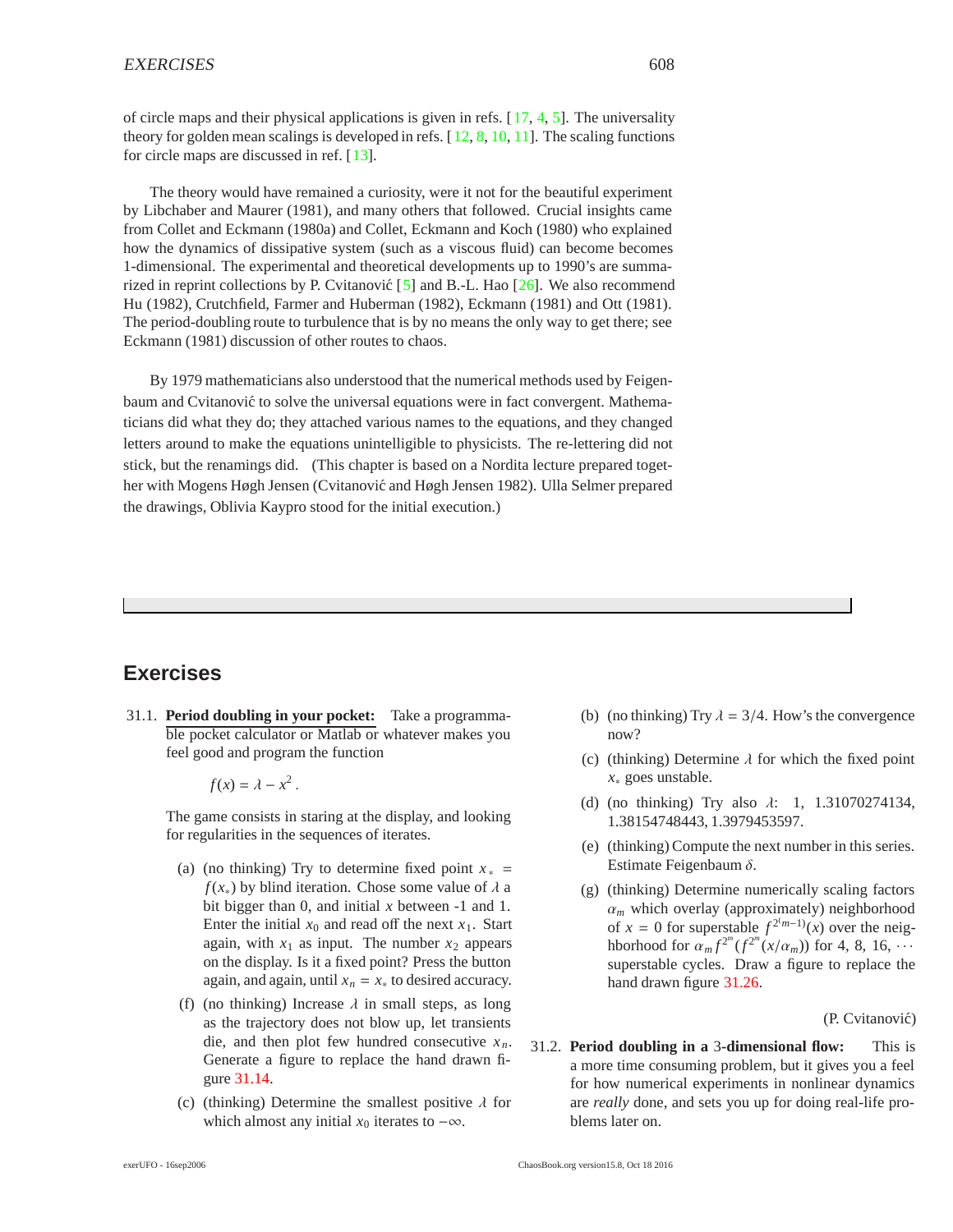of circle maps and their physical applications is given in refs. [17, 4, 5]. The universality theory for golden mean scalings is developed in refs. [12, 8, 10, 11]. The scaling functions for circle maps are discussed in ref. [13].

The theory would have remained a curiosity, were it not for the beautiful experiment by Libchaber and Maurer (1981), and many others that followed. Crucial insights came from Collet and Eckmann (1980a) and Collet, Eckmann and Koch (1980) who explained how the dynamics of dissipative system (such as a viscous fluid) can become becomes 1-dimensional. The experimental and theoretical developments up to 1990's are summarized in reprint collections by P. Cvitanović [5] and B.-L. Hao [26]. We also recommend Hu (1982), Crutchfield, Farmer and Huberman (1982), Eckmann (1981) and Ott (1981). The period-doubling route to turbulence that is by no means the only way to get there; see Eckmann (1981) discussion of other routes to chaos.

By 1979 mathematicians also understood that the numerical methods used by Feigenbaum and Cvitanović to solve the universal equations were in fact convergent. Mathematicians did what they do; they attached various names to the equations, and they changed letters around to make the equations unintelligible to physicists. The re-lettering did not stick, but the renamings did. (This chapter is based on a Nordita lecture prepared together with Mogens Høgh Jensen (Cvitanović and Høgh Jensen 1982). Ulla Selmer prepared the drawings, Oblivia Kaypro stood for the initial execution.)

## Exercises

31.1. **Period doubling in your pocket:** Take a programmable pocket calculator or Matlab or whatever makes you feel good and program the function

$$f(x) = \lambda - x^2 .$$

The game consists in staring at the display, and looking for regularities in the sequences of iterates.

(a) (no thinking) Try to determine fixed point $x_* = f(x_*)$ by blind iteration. Chose some value of $\lambda$ a bit bigger than 0, and initial $x$ between -1 and 1. Enter the initial $x_0$ and read off the next $x_1$. Start again, with $x_1$ as input. The number $x_2$ appears on the display. Is it a fixed point? Press the button again, and again, until $x_n = x_*$ to desired accuracy.

(f) (no thinking) Increase $\lambda$ in small steps, as long as the trajectory does not blow up, let transients die, and then plot few hundred consecutive $x_n$. Generate a figure to replace the hand drawn figure 31.14.

(c) (thinking) Determine the smallest positive $\lambda$ for which almost any initial $x_0$ iterates to $-\infty$.

(b) (no thinking) Try $\lambda = 3/4$. How's the convergence now?

(c) (thinking) Determine $\lambda$ for which the fixed point $x_*$ goes unstable.

(d) (no thinking) Try also $\lambda$: 1, 1.31070274134, 1.38154748443, 1.3979453597.

(e) (thinking) Compute the next number in this series. Estimate Feigenbaum $\delta$.

(g) (thinking) Determine numerically scaling factors $\alpha_m$ which overlay (approximately) neighborhood of $x = 0$ for superstable $f^{2(m-1)}(x)$ over the neighborhood for $\alpha_m f^{2^m}(f^{2^m}(x/\alpha_m))$ for 4, 8, 16, $\cdots$ superstable cycles. Draw a figure to replace the hand drawn figure 31.26.

(P. Cvitanović)

31.2. **Period doubling in a 3-dimensional flow:** This is a more time consuming problem, but it gives you a feel for how numerical experiments in nonlinear dynamics are *really* done, and sets you up for doing real-life problems later on.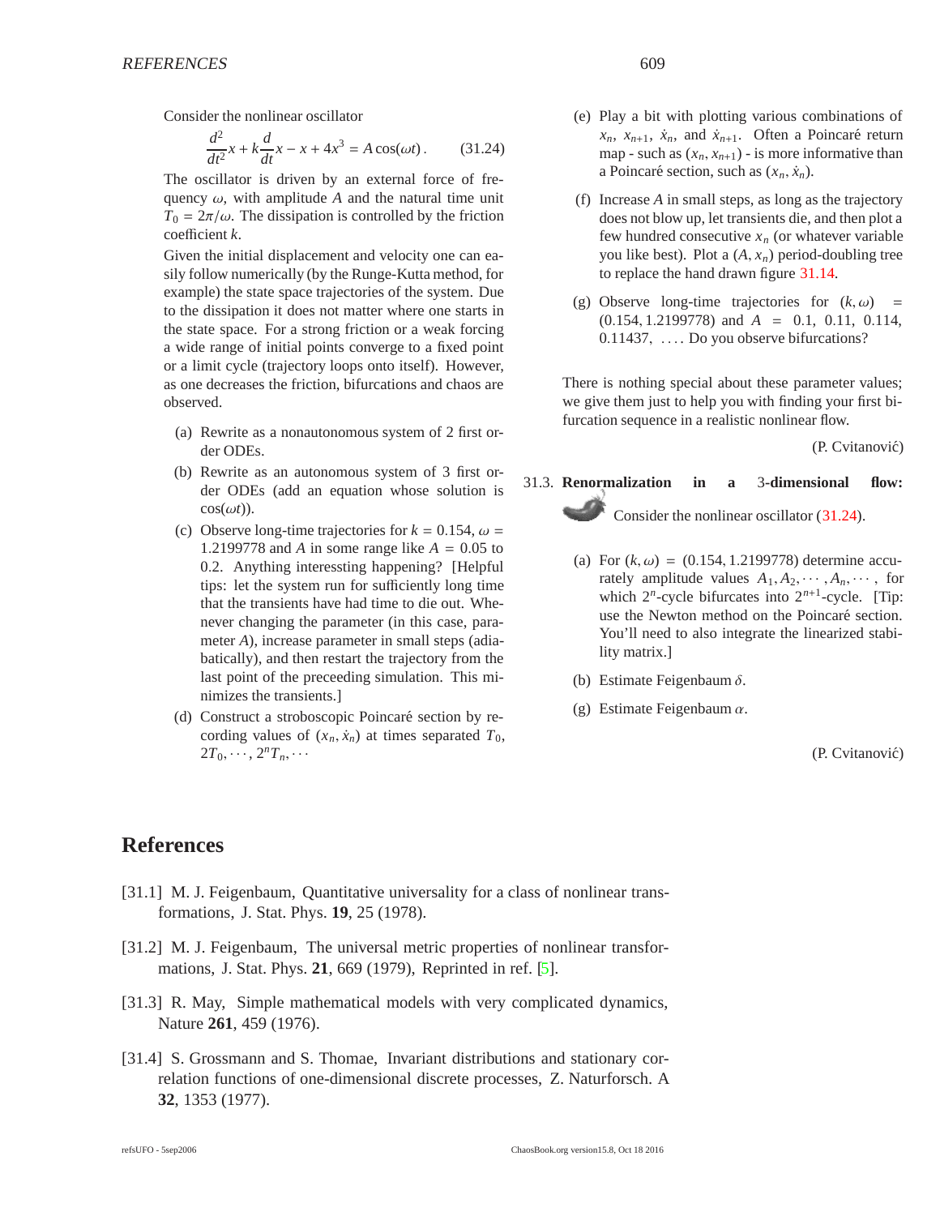Consider the nonlinear oscillator

$$\frac{d^2}{dt^2}x + k\frac{d}{dt}x - x + 4x^3 = A\cos(\omega t)\,. \qquad (31.24)$$

The oscillator is driven by an external force of frequency $\omega$, with amplitude $A$ and the natural time unit $T_0 = 2\pi/\omega$. The dissipation is controlled by the friction coefficient $k$.

Given the initial displacement and velocity one can easily follow numerically (by the Runge-Kutta method, for example) the state space trajectories of the system. Due to the dissipation it does not matter where one starts in the state space. For a strong friction or a weak forcing a wide range of initial points converge to a fixed point or a limit cycle (trajectory loops onto itself). However, as one decreases the friction, bifurcations and chaos are observed.

(a) Rewrite as a nonautonomous system of 2 first order ODEs.

(b) Rewrite as an autonomous system of 3 first order ODEs (add an equation whose solution is $\cos(\omega t)$).

(c) Observe long-time trajectories for $k = 0.154$, $\omega = 1.2199778$ and $A$ in some range like $A = 0.05$ to $0.2$. Anything interessting happening? [Helpful tips: let the system run for sufficiently long time that the transients have had time to die out. Whenever changing the parameter (in this case, parameter $A$), increase parameter in small steps (adiabatically), and then restart the trajectory from the last point of the preceeding simulation. This minimizes the transients.]

(d) Construct a stroboscopic Poincaré section by recording values of $(x_n, \dot{x}_n)$ at times separated $T_0$, $2T_0, \cdots, 2^nT_n, \cdots$

(e) Play a bit with plotting various combinations of $x_n$, $x_{n+1}$, $\dot{x}_n$, and $\dot{x}_{n+1}$. Often a Poincaré return map - such as $(x_n, x_{n+1})$ - is more informative than a Poincaré section, such as $(x_n, \dot{x}_n)$.

(f) Increase $A$ in small steps, as long as the trajectory does not blow up, let transients die, and then plot a few hundred consecutive $x_n$ (or whatever variable you like best). Plot a $(A, x_n)$ period-doubling tree to replace the hand drawn figure 31.14.

(g) Observe long-time trajectories for $(k, \omega) = (0.154, 1.2199778)$ and $A = 0.1$, $0.11$, $0.114$, $0.11437$, $\ldots$. Do you observe bifurcations?

There is nothing special about these parameter values; we give them just to help you with finding your first bifurcation sequence in a realistic nonlinear flow.

(P. Cvitanović)

31.3. **Renormalization in a 3-dimensional flow:** Consider the nonlinear oscillator (31.24).

(a) For $(k, \omega) = (0.154, 1.2199778)$ determine accurately amplitude values $A_1, A_2, \cdots, A_n, \cdots$, for which $2^n$-cycle bifurcates into $2^{n+1}$-cycle. [Tip: use the Newton method on the Poincaré section. You'll need to also integrate the linearized stability matrix.]

(b) Estimate Feigenbaum $\delta$.

(g) Estimate Feigenbaum $\alpha$.

(P. Cvitanović)

## References

[31.1] M. J. Feigenbaum, Quantitative universality for a class of nonlinear transformations, J. Stat. Phys. **19**, 25 (1978).

[31.2] M. J. Feigenbaum, The universal metric properties of nonlinear transformations, J. Stat. Phys. **21**, 669 (1979), Reprinted in ref. [5].

[31.3] R. May, Simple mathematical models with very complicated dynamics, Nature **261**, 459 (1976).

[31.4] S. Grossmann and S. Thomae, Invariant distributions and stationary correlation functions of one-dimensional discrete processes, Z. Naturforsch. A **32**, 1353 (1977).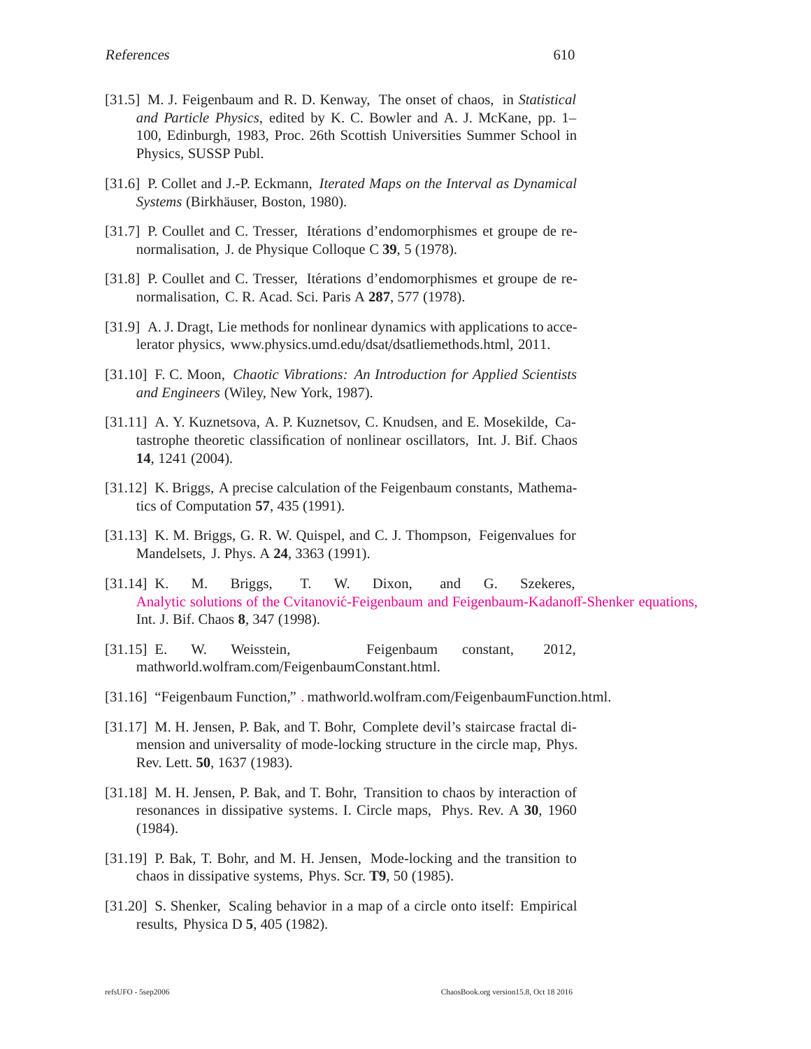[31.5] M. J. Feigenbaum and R. D. Kenway, The onset of chaos, in *Statistical and Particle Physics*, edited by K. C. Bowler and A. J. McKane, pp. 1–100, Edinburgh, 1983, Proc. 26th Scottish Universities Summer School in Physics, SUSSP Publ.

[31.6] P. Collet and J.-P. Eckmann, *Iterated Maps on the Interval as Dynamical Systems* (Birkhäuser, Boston, 1980).

[31.7] P. Coullet and C. Tresser, Itérations d'endomorphismes et groupe de renormalisation, J. de Physique Colloque C **39**, 5 (1978).

[31.8] P. Coullet and C. Tresser, Itérations d'endomorphismes et groupe de renormalisation, C. R. Acad. Sci. Paris A **287**, 577 (1978).

[31.9] A. J. Dragt, Lie methods for nonlinear dynamics with applications to accelerator physics, www.physics.umd.edu/dsat/dsatliemethods.html, 2011.

[31.10] F. C. Moon, *Chaotic Vibrations: An Introduction for Applied Scientists and Engineers* (Wiley, New York, 1987).

[31.11] A. Y. Kuznetsova, A. P. Kuznetsov, C. Knudsen, and E. Mosekilde, Catastrophe theoretic classification of nonlinear oscillators, Int. J. Bif. Chaos **14**, 1241 (2004).

[31.12] K. Briggs, A precise calculation of the Feigenbaum constants, Mathematics of Computation **57**, 435 (1991).

[31.13] K. M. Briggs, G. R. W. Quispel, and C. J. Thompson, Feigenvalues for Mandelsets, J. Phys. A **24**, 3363 (1991).

[31.14] K. M. Briggs, T. W. Dixon, and G. Szekeres, Analytic solutions of the Cvitanović-Feigenbaum and Feigenbaum-Kadanoff-Shenker equations, Int. J. Bif. Chaos **8**, 347 (1998).

[31.15] E. W. Weisstein, Feigenbaum constant, 2012, mathworld.wolfram.com/FeigenbaumConstant.html.

[31.16] "Feigenbaum Function," . mathworld.wolfram.com/FeigenbaumFunction.html.

[31.17] M. H. Jensen, P. Bak, and T. Bohr, Complete devil's staircase fractal dimension and universality of mode-locking structure in the circle map, Phys. Rev. Lett. **50**, 1637 (1983).

[31.18] M. H. Jensen, P. Bak, and T. Bohr, Transition to chaos by interaction of resonances in dissipative systems. I. Circle maps, Phys. Rev. A **30**, 1960 (1984).

[31.19] P. Bak, T. Bohr, and M. H. Jensen, Mode-locking and the transition to chaos in dissipative systems, Phys. Scr. **T9**, 50 (1985).

[31.20] S. Shenker, Scaling behavior in a map of a circle onto itself: Empirical results, Physica D **5**, 405 (1982).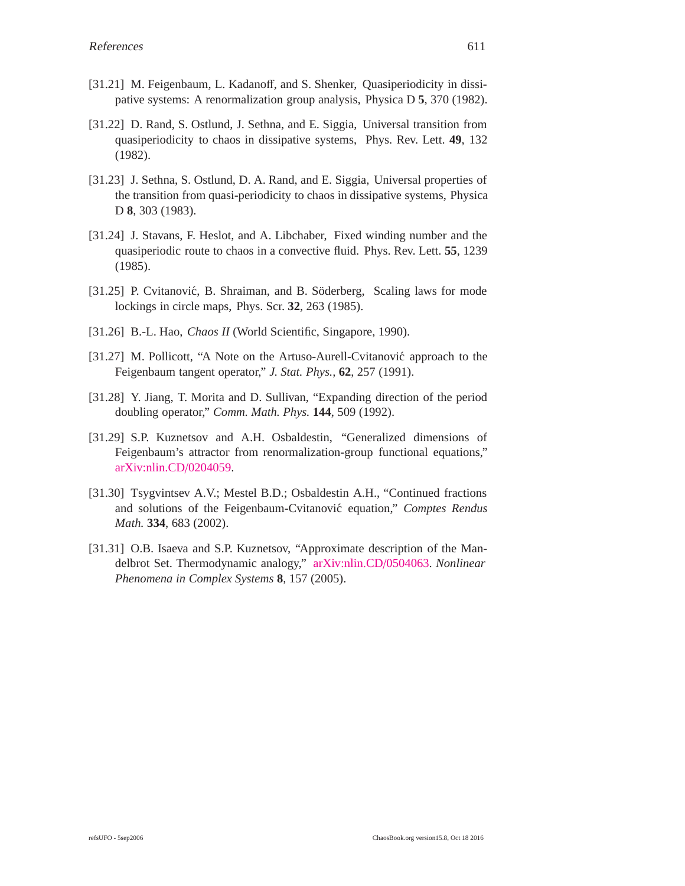[31.21] M. Feigenbaum, L. Kadanoff, and S. Shenker, Quasiperiodicity in dissipative systems: A renormalization group analysis, Physica D **5**, 370 (1982).

[31.22] D. Rand, S. Ostlund, J. Sethna, and E. Siggia, Universal transition from quasiperiodicity to chaos in dissipative systems, Phys. Rev. Lett. **49**, 132 (1982).

[31.23] J. Sethna, S. Ostlund, D. A. Rand, and E. Siggia, Universal properties of the transition from quasi-periodicity to chaos in dissipative systems, Physica D **8**, 303 (1983).

[31.24] J. Stavans, F. Heslot, and A. Libchaber, Fixed winding number and the quasiperiodic route to chaos in a convective fluid. Phys. Rev. Lett. **55**, 1239 (1985).

[31.25] P. Cvitanović, B. Shraiman, and B. Söderberg, Scaling laws for mode lockings in circle maps, Phys. Scr. **32**, 263 (1985).

[31.26] B.-L. Hao, *Chaos II* (World Scientific, Singapore, 1990).

[31.27] M. Pollicott, "A Note on the Artuso-Aurell-Cvitanović approach to the Feigenbaum tangent operator," *J. Stat. Phys.,* **62**, 257 (1991).

[31.28] Y. Jiang, T. Morita and D. Sullivan, "Expanding direction of the period doubling operator," *Comm. Math. Phys.* **144**, 509 (1992).

[31.29] S.P. Kuznetsov and A.H. Osbaldestin, "Generalized dimensions of Feigenbaum's attractor from renormalization-group functional equations," arXiv:nlin.CD/0204059.

[31.30] Tsygvintsev A.V.; Mestel B.D.; Osbaldestin A.H., "Continued fractions and solutions of the Feigenbaum-Cvitanović equation," *Comptes Rendus Math.* **334**, 683 (2002).

[31.31] O.B. Isaeva and S.P. Kuznetsov, "Approximate description of the Mandelbrot Set. Thermodynamic analogy," arXiv:nlin.CD/0504063. *Nonlinear Phenomena in Complex Systems* **8**, 157 (2005).